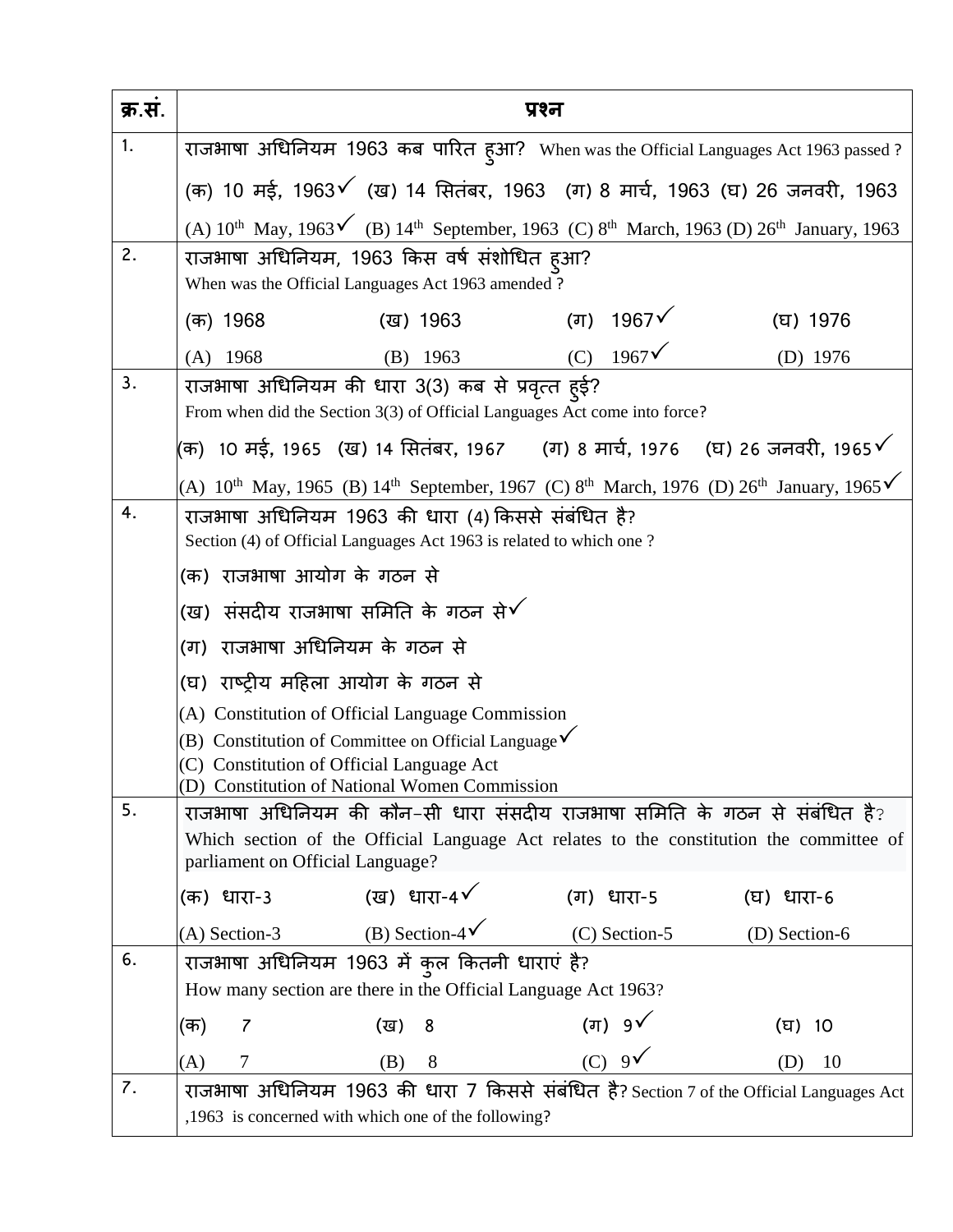| क्र.सं. | प्रश्न |
| --- | --- |
| 1. | राजभाषा अधिनियम 1963 कब पारित हुआ? When was the Official Languages Act 1963 passed ?<br>(क) 10 मई, 1963✓ (ख) 14 सितंबर, 1963 (ग) 8 मार्च, 1963 (घ) 26 जनवरी, 1963<br>(A) 10th May, 1963✓ (B) 14th September, 1963 (C) 8th March, 1963 (D) 26th January, 1963 |
| 2. | राजभाषा अधिनियम, 1963 किस वर्ष संशोधित हुआ?<br>When was the Official Languages Act 1963 amended ?<br>(क) 1968 (ख) 1963 (ग) 1967✓ (घ) 1976<br>(A) 1968 (B) 1963 (C) 1967✓ (D) 1976 |
| 3. | राजभाषा अधिनियम की धारा 3(3) कब से प्रवृत्त हुई?<br>From when did the Section 3(3) of Official Languages Act come into force?<br>(क) 10 मई, 1965 (ख) 14 सितंबर, 1967 (ग) 8 मार्च, 1976 (घ) 26 जनवरी, 1965✓<br>(A) 10th May, 1965 (B) 14th September, 1967 (C) 8th March, 1976 (D) 26th January, 1965✓ |
| 4. | राजभाषा अधिनियम 1963 की धारा (4) किससे संबंधित है?<br>Section (4) of Official Languages Act 1963 is related to which one ?<br>(क) राजभाषा आयोग के गठन से<br>(ख) संसदीय राजभाषा समिति के गठन से✓<br>(ग) राजभाषा अधिनियम के गठन से<br>(घ) राष्ट्रीय महिला आयोग के गठन से<br>(A) Constitution of Official Language Commission<br>(B) Constitution of Committee on Official Language✓<br>(C) Constitution of Official Language Act<br>(D) Constitution of National Women Commission |
| 5. | राजभाषा अधिनियम की कौन-सी धारा संसदीय राजभाषा समिति के गठन से संबंधित है?<br>Which section of the Official Language Act relates to the constitution the committee of parliament on Official Language?<br>(क) धारा-3 (ख) धारा-4✓ (ग) धारा-5 (घ) धारा-6<br>(A) Section-3 (B) Section-4✓ (C) Section-5 (D) Section-6 |
| 6. | राजभाषा अधिनियम 1963 में कुल कितनी धाराएं है?<br>How many section are there in the Official Language Act 1963?<br>(क) 7 (ख) 8 (ग) 9✓ (घ) 10<br>(A) 7 (B) 8 (C) 9✓ (D) 10 |
| 7. | राजभाषा अधिनियम 1963 की धारा 7 किससे संबंधित है? Section 7 of the Official Languages Act ,1963 is concerned with which one of the following? |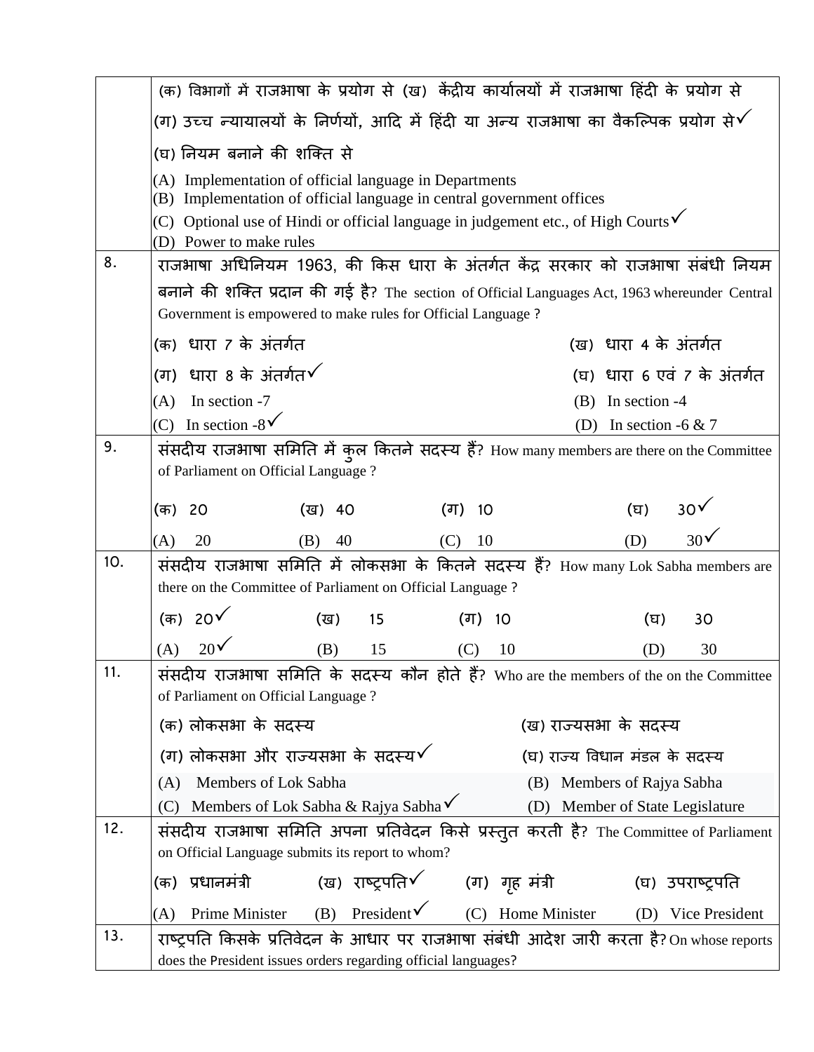| | |
|---|---|
| | (क) विभागों में राजभाषा के प्रयोग से (ख) केंद्रीय कार्यालयों में राजभाषा हिंदी के प्रयोग से<br>(ग) उच्च न्यायालयों के निर्णयों, आदि में हिंदी या अन्य राजभाषा का वैकल्पिक प्रयोग से✓<br>(घ) नियम बनाने की शक्ति से<br>(A) Implementation of official language in Departments<br>(B) Implementation of official language in central government offices<br>(C) Optional use of Hindi or official language in judgement etc., of High Courts✓<br>(D) Power to make rules |
| 8. | राजभाषा अधिनियम 1963, की किस धारा के अंतर्गत केंद्र सरकार को राजभाषा संबंधी नियम बनाने की शक्ति प्रदान की गई है? The section of Official Languages Act, 1963 whereunder Central Government is empowered to make rules for Official Language ?<br>(क) धारा 7 के अंतर्गत (ख) धारा 4 के अंतर्गत<br>(ग) धारा 8 के अंतर्गत✓ (घ) धारा 6 एवं 7 के अंतर्गत<br>(A) In section -7 (B) In section -4<br>(C) In section -8✓ (D) In section -6 & 7 |
| 9. | संसदीय राजभाषा समिति में कुल कितने सदस्य हैं? How many members are there on the Committee of Parliament on Official Language ?<br>(क) 20 (ख) 40 (ग) 10 (घ) 30✓<br>(A) 20 (B) 40 (C) 10 (D) 30✓ |
| 10. | संसदीय राजभाषा समिति में लोकसभा के कितने सदस्य हैं? How many Lok Sabha members are there on the Committee of Parliament on Official Language ?<br>(क) 20✓ (ख) 15 (ग) 10 (घ) 30<br>(A) 20✓ (B) 15 (C) 10 (D) 30 |
| 11. | संसदीय राजभाषा समिति के सदस्य कौन होते हैं? Who are the members of the on the Committee of Parliament on Official Language ?<br>(क) लोकसभा के सदस्य (ख) राज्यसभा के सदस्य<br>(ग) लोकसभा और राज्यसभा के सदस्य✓ (घ) राज्य विधान मंडल के सदस्य<br>(A) Members of Lok Sabha (B) Members of Rajya Sabha<br>(C) Members of Lok Sabha & Rajya Sabha✓ (D) Member of State Legislature |
| 12. | संसदीय राजभाषा समिति अपना प्रतिवेदन किसे प्रस्तुत करती है? The Committee of Parliament on Official Language submits its report to whom?<br>(क) प्रधानमंत्री (ख) राष्ट्रपति✓ (ग) गृह मंत्री (घ) उपराष्ट्रपति<br>(A) Prime Minister (B) President✓ (C) Home Minister (D) Vice President |
| 13. | राष्ट्रपति किसके प्रतिवेदन के आधार पर राजभाषा संबंधी आदेश जारी करता है? On whose reports does the President issues orders regarding official languages? |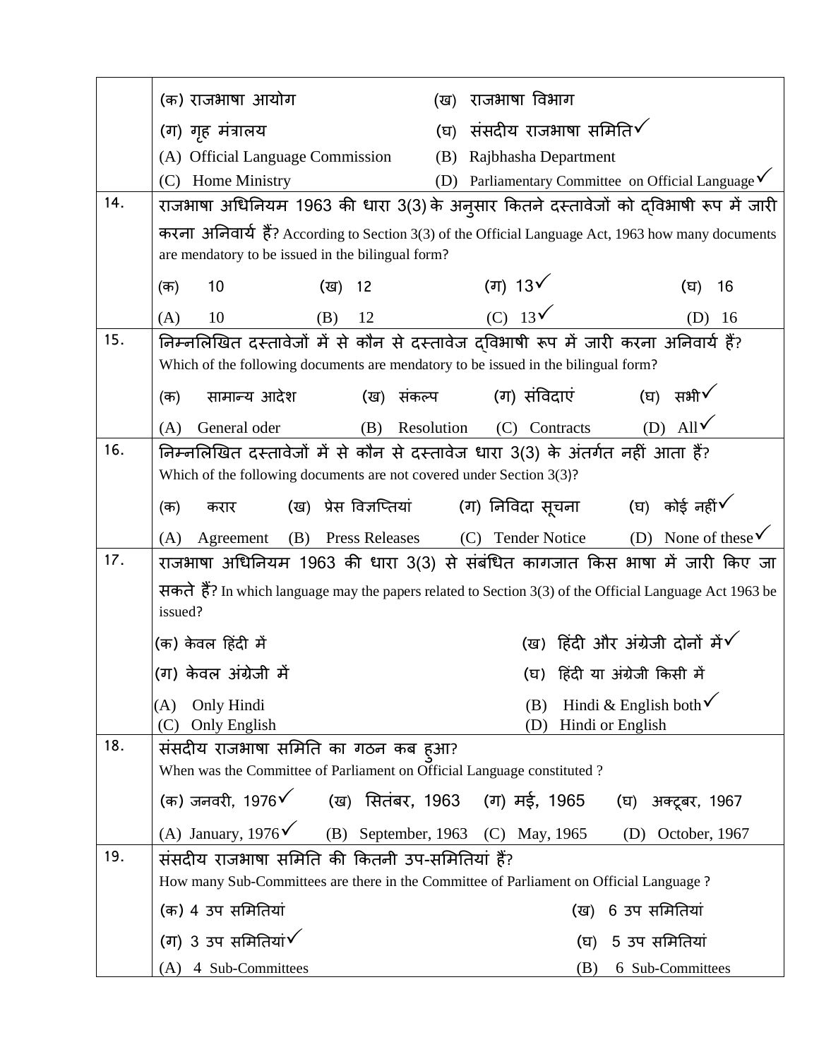|  |  |  |
|---|---|---|
|  | (क) राजभाषा आयोग | (ख) राजभाषा विभाग |
|  | (ग) गृह मंत्रालय | (घ) संसदीय राजभाषा समिति✓ |
|  | (A) Official Language Commission | (B) Rajbhasha Department |
|  | (C) Home Ministry | (D) Parliamentary Committee on Official Language✓ |
| 14. | राजभाषा अधिनियम 1963 की धारा 3(3) के अनुसार कितने दस्तावेजों को द्विभाषी रूप में जारी करना अनिवार्य हैं? According to Section 3(3) of the Official Language Act, 1963 how many documents are mendatory to be issued in the bilingual form? |  |
|  | (क) 10 (ख) 12 (ग) 13✓ (घ) 16 |  |
|  | (A) 10 (B) 12 (C) 13✓ (D) 16 |  |
| 15. | निम्नलिखित दस्तावेजों में से कौन से दस्तावेज द्विभाषी रूप में जारी करना अनिवार्य हैं? Which of the following documents are mendatory to be issued in the bilingual form? |  |
|  | (क) सामान्य आदेश (ख) संकल्प (ग) संविदाएं (घ) सभी✓ |  |
|  | (A) General oder (B) Resolution (C) Contracts (D) All✓ |  |
| 16. | निम्नलिखित दस्तावेजों में से कौन से दस्तावेज धारा 3(3) के अंतर्गत नहीं आता हैं? Which of the following documents are not covered under Section 3(3)? |  |
|  | (क) करार (ख) प्रेस विज्ञप्तियां (ग) निविदा सूचना (घ) कोई नहीं✓ |  |
|  | (A) Agreement (B) Press Releases (C) Tender Notice (D) None of these✓ |  |
| 17. | राजभाषा अधिनियम 1963 की धारा 3(3) से संबंधित कागजात किस भाषा में जारी किए जा सकते हैं? In which language may the papers related to Section 3(3) of the Official Language Act 1963 be issued? |  |
|  | (क) केवल हिंदी में | (ख) हिंदी और अंग्रेजी दोनों में✓ |
|  | (ग) केवल अंग्रेजी में | (घ) हिंदी या अंग्रेजी किसी में |
|  | (A) Only Hindi | (B) Hindi & English both✓ |
|  | (C) Only English | (D) Hindi or English |
| 18. | संसदीय राजभाषा समिति का गठन कब हुआ? When was the Committee of Parliament on Official Language constituted ? |  |
|  | (क) जनवरी, 1976✓ (ख) सितंबर, 1963 (ग) मई, 1965 (घ) अक्टूबर, 1967 |  |
|  | (A) January, 1976✓ (B) September, 1963 (C) May, 1965 (D) October, 1967 |  |
| 19. | संसदीय राजभाषा समिति की कितनी उप-समितियां हैं? How many Sub-Committees are there in the Committee of Parliament on Official Language ? |  |
|  | (क) 4 उप समितियां | (ख) 6 उप समितियां |
|  | (ग) 3 उप समितियां✓ | (घ) 5 उप समितियां |
|  | (A) 4 Sub-Committees | (B) 6 Sub-Committees |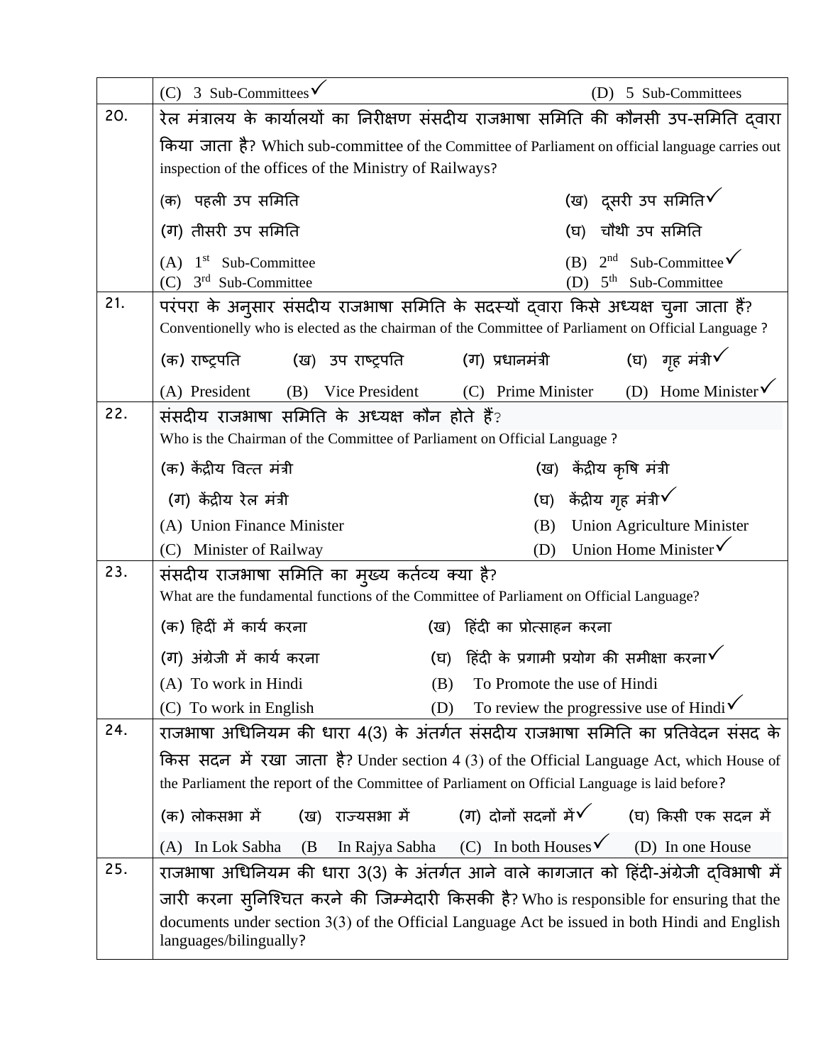| | |
|---|---|
| | (C) 3 Sub-Committees ✓ (D) 5 Sub-Committees |
| 20. | रेल मंत्रालय के कार्यालयों का निरीक्षण संसदीय राजभाषा समिति की कौनसी उप-समिति द्वारा किया जाता है? Which sub-committee of the Committee of Parliament on official language carries out inspection of the offices of the Ministry of Railways?<br><br>(क) पहली उप समिति (ख) दूसरी उप समिति ✓<br>(ग) तीसरी उप समिति (घ) चौथी उप समिति<br>(A) 1st Sub-Committee (B) 2nd Sub-Committee ✓<br>(C) 3rd Sub-Committee (D) 5th Sub-Committee |
| 21. | परंपरा के अनुसार संसदीय राजभाषा समिति के सदस्यों द्वारा किसे अध्यक्ष चुना जाता हैं? Conventionelly who is elected as the chairman of the Committee of Parliament on Official Language ?<br><br>(क) राष्ट्रपति (ख) उप राष्ट्रपति (ग) प्रधानमंत्री (घ) गृह मंत्री ✓<br>(A) President (B) Vice President (C) Prime Minister (D) Home Minister ✓ |
| 22. | संसदीय राजभाषा समिति के अध्यक्ष कौन होते हैं?<br>Who is the Chairman of the Committee of Parliament on Official Language ?<br><br>(क) केंद्रीय वित्त मंत्री (ख) केंद्रीय कृषि मंत्री<br>(ग) केंद्रीय रेल मंत्री (घ) केंद्रीय गृह मंत्री ✓<br>(A) Union Finance Minister (B) Union Agriculture Minister<br>(C) Minister of Railway (D) Union Home Minister ✓ |
| 23. | संसदीय राजभाषा समिति का मुख्य कर्तव्य क्या है?<br>What are the fundamental functions of the Committee of Parliament on Official Language?<br><br>(क) हिदीं में कार्य करना (ख) हिंदी का प्रोत्साहन करना<br>(ग) अंग्रेजी में कार्य करना (घ) हिंदी के प्रगामी प्रयोग की समीक्षा करना ✓<br>(A) To work in Hindi (B) To Promote the use of Hindi<br>(C) To work in English (D) To review the progressive use of Hindi ✓ |
| 24. | राजभाषा अधिनियम की धारा 4(3) के अंतर्गत संसदीय राजभाषा समिति का प्रतिवेदन संसद के किस सदन में रखा जाता है? Under section 4 (3) of the Official Language Act, which House of the Parliament the report of the Committee of Parliament on Official Language is laid before?<br><br>(क) लोकसभा में (ख) राज्यसभा में (ग) दोनों सदनों में ✓ (घ) किसी एक सदन में<br>(A) In Lok Sabha (B In Rajya Sabha (C) In both Houses ✓ (D) In one House |
| 25. | राजभाषा अधिनियम की धारा 3(3) के अंतर्गत आने वाले कागजात को हिंदी-अंग्रेजी द्विभाषी में जारी करना सुनिश्चित करने की जिम्मेदारी किसकी है? Who is responsible for ensuring that the documents under section 3(3) of the Official Language Act be issued in both Hindi and English languages/bilingually? |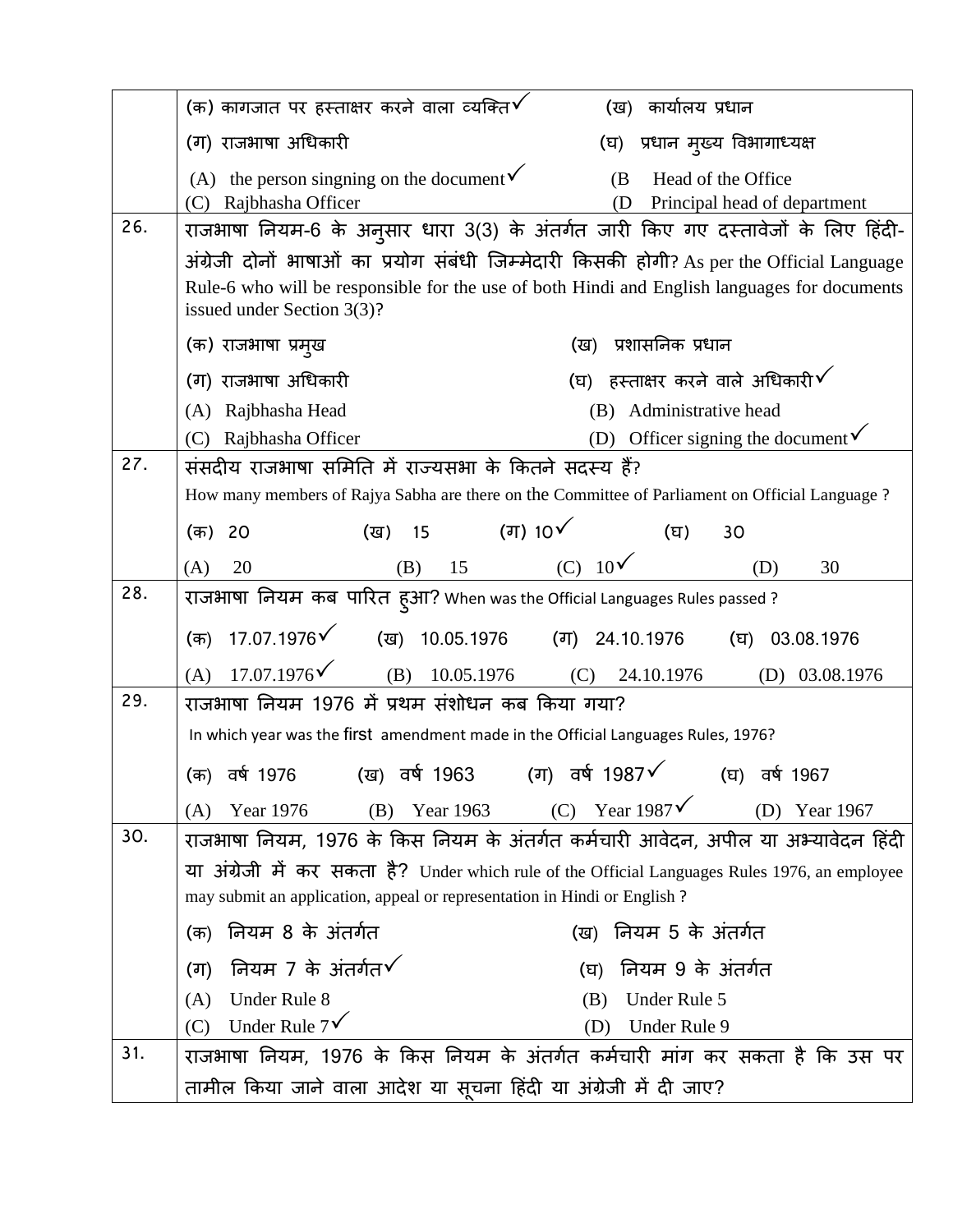| | |
|---|---|
| | (क) कागजात पर हस्ताक्षर करने वाला व्यक्ति✓ (ख) कार्यालय प्रधान<br>(ग) राजभाषा अधिकारी (घ) प्रधान मुख्य विभागाध्यक्ष<br>(A) the person singning on the document✓ (B Head of the Office<br>(C) Rajbhasha Officer (D Principal head of department |
| 26. | राजभाषा नियम-6 के अनुसार धारा 3(3) के अंतर्गत जारी किए गए दस्तावेजों के लिए हिंदी-अंग्रेजी दोनों भाषाओं का प्रयोग संबंधी जिम्मेदारी किसकी होगी? As per the Official Language Rule-6 who will be responsible for the use of both Hindi and English languages for documents issued under Section 3(3)?<br>(क) राजभाषा प्रमुख (ख) प्रशासनिक प्रधान<br>(ग) राजभाषा अधिकारी (घ) हस्ताक्षर करने वाले अधिकारी✓<br>(A) Rajbhasha Head (B) Administrative head<br>(C) Rajbhasha Officer (D) Officer signing the document✓ |
| 27. | संसदीय राजभाषा समिति में राज्यसभा के कितने सदस्य हैं?<br>How many members of Rajya Sabha are there on the Committee of Parliament on Official Language ?<br>(क) 20 (ख) 15 (ग) 10✓ (घ) 30<br>(A) 20 (B) 15 (C) 10✓ (D) 30 |
| 28. | राजभाषा नियम कब पारित हुआ? When was the Official Languages Rules passed ?<br>(क) 17.07.1976✓ (ख) 10.05.1976 (ग) 24.10.1976 (घ) 03.08.1976<br>(A) 17.07.1976✓ (B) 10.05.1976 (C) 24.10.1976 (D) 03.08.1976 |
| 29. | राजभाषा नियम 1976 में प्रथम संशोधन कब किया गया?<br>In which year was the first amendment made in the Official Languages Rules, 1976?<br>(क) वर्ष 1976 (ख) वर्ष 1963 (ग) वर्ष 1987✓ (घ) वर्ष 1967<br>(A) Year 1976 (B) Year 1963 (C) Year 1987✓ (D) Year 1967 |
| 30. | राजभाषा नियम, 1976 के किस नियम के अंतर्गत कर्मचारी आवेदन, अपील या अभ्यावेदन हिंदी या अंग्रेजी में कर सकता है? Under which rule of the Official Languages Rules 1976, an employee may submit an application, appeal or representation in Hindi or English ?<br>(क) नियम 8 के अंतर्गत (ख) नियम 5 के अंतर्गत<br>(ग) नियम 7 के अंतर्गत✓ (घ) नियम 9 के अंतर्गत<br>(A) Under Rule 8 (B) Under Rule 5<br>(C) Under Rule 7✓ (D) Under Rule 9 |
| 31. | राजभाषा नियम, 1976 के किस नियम के अंतर्गत कर्मचारी मांग कर सकता है कि उस पर तामील किया जाने वाला आदेश या सूचना हिंदी या अंग्रेजी में दी जाए? |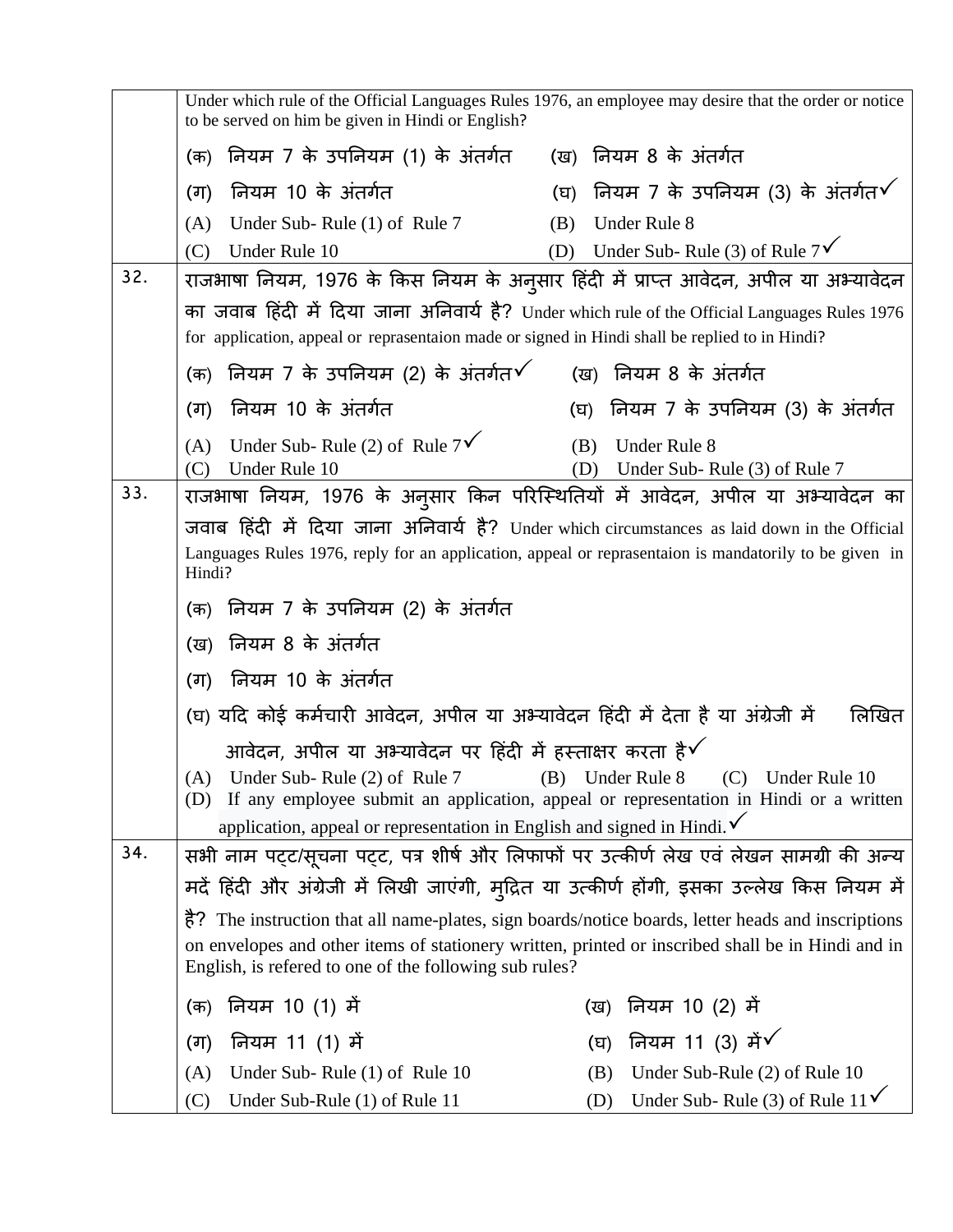| | |
|---|---|
| | Under which rule of the Official Languages Rules 1976, an employee may desire that the order or notice to be served on him be given in Hindi or English?<br>(क) नियम 7 के उपनियम (1) के अंतर्गत (ख) नियम 8 के अंतर्गत<br>(ग) नियम 10 के अंतर्गत (घ) नियम 7 के उपनियम (3) के अंतर्गत✓<br>(A) Under Sub- Rule (1) of Rule 7 (B) Under Rule 8<br>(C) Under Rule 10 (D) Under Sub- Rule (3) of Rule 7✓ |
| 32. | राजभाषा नियम, 1976 के किस नियम के अनुसार हिंदी में प्राप्त आवेदन, अपील या अभ्यावेदन का जवाब हिंदी में दिया जाना अनिवार्य है? Under which rule of the Official Languages Rules 1976 for application, appeal or reprasentaion made or signed in Hindi shall be replied to in Hindi?<br>(क) नियम 7 के उपनियम (2) के अंतर्गत✓ (ख) नियम 8 के अंतर्गत<br>(ग) नियम 10 के अंतर्गत (घ) नियम 7 के उपनियम (3) के अंतर्गत<br>(A) Under Sub- Rule (2) of Rule 7✓ (B) Under Rule 8<br>(C) Under Rule 10 (D) Under Sub- Rule (3) of Rule 7 |
| 33. | राजभाषा नियम, 1976 के अनुसार किन परिस्थितियों में आवेदन, अपील या अभ्यावेदन का जवाब हिंदी में दिया जाना अनिवार्य है? Under which circumstances as laid down in the Official Languages Rules 1976, reply for an application, appeal or reprasentaion is mandatorily to be given in Hindi?<br>(क) नियम 7 के उपनियम (2) के अंतर्गत<br>(ख) नियम 8 के अंतर्गत<br>(ग) नियम 10 के अंतर्गत<br>(घ) यदि कोई कर्मचारी आवेदन, अपील या अभ्यावेदन हिंदी में देता है या अंग्रेजी में लिखित आवेदन, अपील या अभ्यावेदन पर हिंदी में हस्ताक्षर करता है✓<br>(A) Under Sub- Rule (2) of Rule 7 (B) Under Rule 8 (C) Under Rule 10<br>(D) If any employee submit an application, appeal or representation in Hindi or a written application, appeal or representation in English and signed in Hindi.✓ |
| 34. | सभी नाम पट्ट/सूचना पट्ट, पत्र शीर्ष और लिफाफों पर उत्कीर्ण लेख एवं लेखन सामग्री की अन्य मदें हिंदी और अंग्रेजी में लिखी जाएंगी, मुद्रित या उत्कीर्ण होंगी, इसका उल्लेख किस नियम में है? The instruction that all name-plates, sign boards/notice boards, letter heads and inscriptions on envelopes and other items of stationery written, printed or inscribed shall be in Hindi and in English, is refered to one of the following sub rules?<br>(क) नियम 10 (1) में (ख) नियम 10 (2) में<br>(ग) नियम 11 (1) में (घ) नियम 11 (3) में✓<br>(A) Under Sub- Rule (1) of Rule 10 (B) Under Sub-Rule (2) of Rule 10<br>(C) Under Sub-Rule (1) of Rule 11 (D) Under Sub- Rule (3) of Rule 11✓ |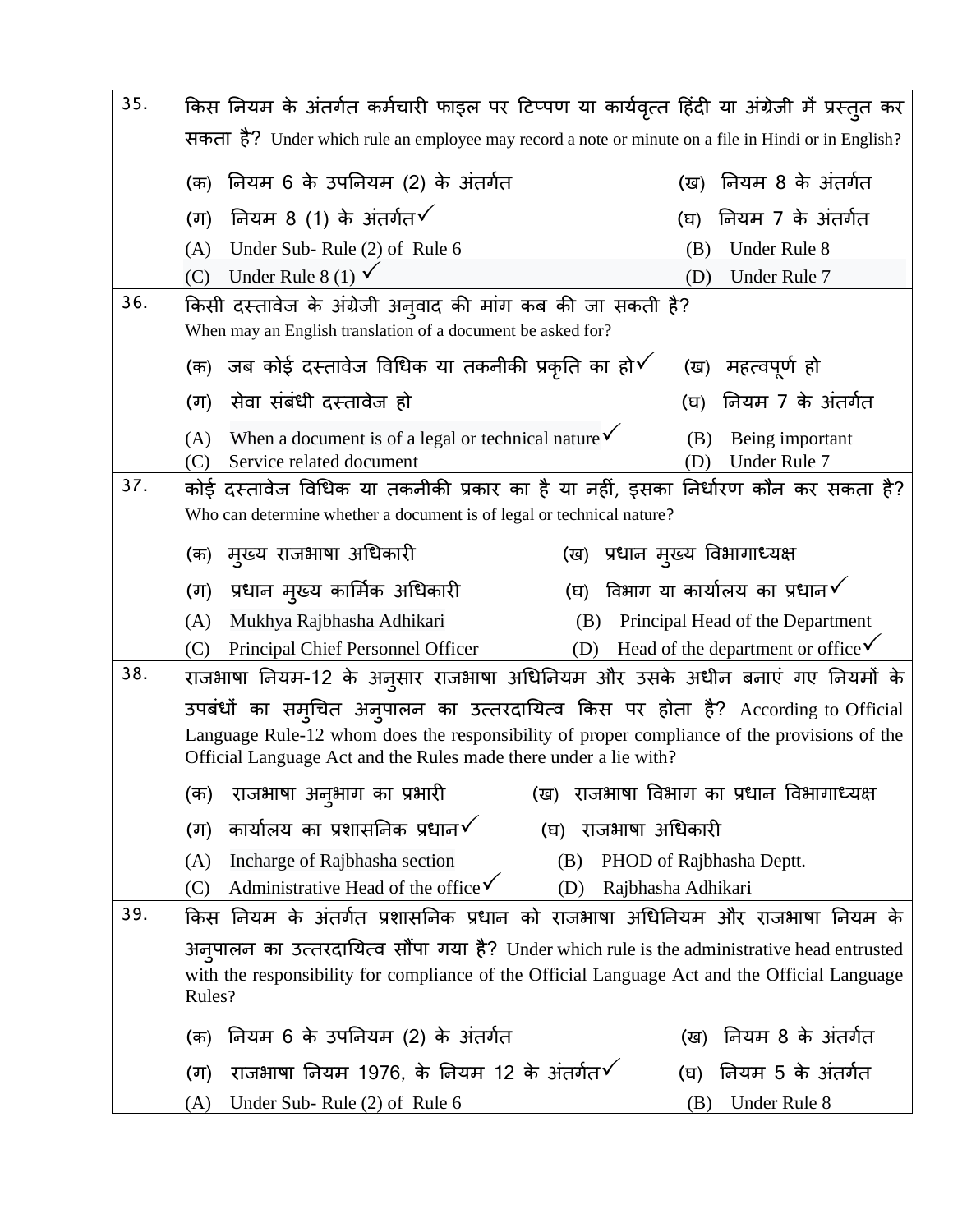| | |
|---|---|
| 35. | किस नियम के अंतर्गत कर्मचारी फाइल पर टिप्पण या कार्यवृत्त हिंदी या अंग्रेजी में प्रस्तुत कर सकता है? Under which rule an employee may record a note or minute on a file in Hindi or in English?<br>(क) नियम 6 के उपनियम (2) के अंतर्गत (ख) नियम 8 के अंतर्गत<br>(ग) नियम 8 (1) के अंतर्गत✓ (घ) नियम 7 के अंतर्गत<br>(A) Under Sub- Rule (2) of Rule 6 (B) Under Rule 8<br>(C) Under Rule 8 (1) ✓ (D) Under Rule 7 |
| 36. | किसी दस्तावेज के अंग्रेजी अनुवाद की मांग कब की जा सकती है?<br>When may an English translation of a document be asked for?<br>(क) जब कोई दस्तावेज विधिक या तकनीकी प्रकृति का हो✓ (ख) महत्वपूर्ण हो<br>(ग) सेवा संबंधी दस्तावेज हो (घ) नियम 7 के अंतर्गत<br>(A) When a document is of a legal or technical nature✓ (B) Being important<br>(C) Service related document (D) Under Rule 7 |
| 37. | कोई दस्तावेज विधिक या तकनीकी प्रकार का है या नहीं, इसका निर्धारण कौन कर सकता है?<br>Who can determine whether a document is of legal or technical nature?<br>(क) मुख्य राजभाषा अधिकारी (ख) प्रधान मुख्य विभागाध्यक्ष<br>(ग) प्रधान मुख्य कार्मिक अधिकारी (घ) विभाग या कार्यालय का प्रधान✓<br>(A) Mukhya Rajbhasha Adhikari (B) Principal Head of the Department<br>(C) Principal Chief Personnel Officer (D) Head of the department or office✓ |
| 38. | राजभाषा नियम-12 के अनुसार राजभाषा अधिनियम और उसके अधीन बनाएं गए नियमों के उपबंधों का समुचित अनुपालन का उत्तरदायित्व किस पर होता है? According to Official Language Rule-12 whom does the responsibility of proper compliance of the provisions of the Official Language Act and the Rules made there under a lie with?<br>(क) राजभाषा अनुभाग का प्रभारी (ख) राजभाषा विभाग का प्रधान विभागाध्यक्ष<br>(ग) कार्यालय का प्रशासनिक प्रधान✓ (घ) राजभाषा अधिकारी<br>(A) Incharge of Rajbhasha section (B) PHOD of Rajbhasha Deptt.<br>(C) Administrative Head of the office✓ (D) Rajbhasha Adhikari |
| 39. | किस नियम के अंतर्गत प्रशासनिक प्रधान को राजभाषा अधिनियम और राजभाषा नियम के अनुपालन का उत्तरदायित्व सौंपा गया है? Under which rule is the administrative head entrusted with the responsibility for compliance of the Official Language Act and the Official Language Rules?<br>(क) नियम 6 के उपनियम (2) के अंतर्गत (ख) नियम 8 के अंतर्गत<br>(ग) राजभाषा नियम 1976, के नियम 12 के अंतर्गत✓ (घ) नियम 5 के अंतर्गत<br>(A) Under Sub- Rule (2) of Rule 6 (B) Under Rule 8 |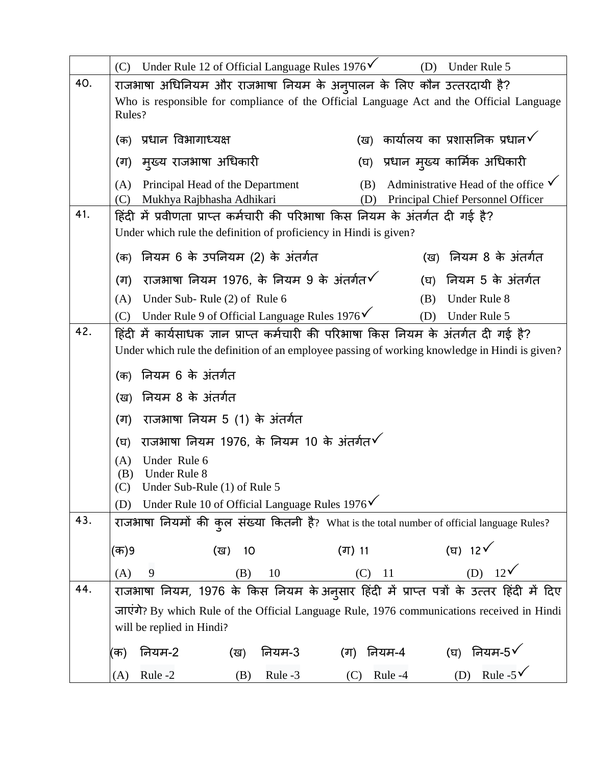| | |
|---|---|
| | (C) Under Rule 12 of Official Language Rules 1976✓ (D) Under Rule 5 |
| 40. | राजभाषा अधिनियम और राजभाषा नियम के अनुपालन के लिए कौन उत्तरदायी है?<br>Who is responsible for compliance of the Official Language Act and the Official Language Rules?<br>(क) प्रधान विभागाध्यक्ष (ख) कार्यालय का प्रशासनिक प्रधान✓<br>(ग) मुख्य राजभाषा अधिकारी (घ) प्रधान मुख्य कार्मिक अधिकारी<br>(A) Principal Head of the Department (B) Administrative Head of the office ✓<br>(C) Mukhya Rajbhasha Adhikari (D) Principal Chief Personnel Officer |
| 41. | हिंदी में प्रवीणता प्राप्त कर्मचारी की परिभाषा किस नियम के अंतर्गत दी गई है?<br>Under which rule the definition of proficiency in Hindi is given?<br>(क) नियम 6 के उपनियम (2) के अंतर्गत (ख) नियम 8 के अंतर्गत<br>(ग) राजभाषा नियम 1976, के नियम 9 के अंतर्गत✓ (घ) नियम 5 के अंतर्गत<br>(A) Under Sub- Rule (2) of Rule 6 (B) Under Rule 8<br>(C) Under Rule 9 of Official Language Rules 1976✓ (D) Under Rule 5 |
| 42. | हिंदी में कार्यसाधक ज्ञान प्राप्त कर्मचारी की परिभाषा किस नियम के अंतर्गत दी गई है?<br>Under which rule the definition of an employee passing of working knowledge in Hindi is given?<br>(क) नियम 6 के अंतर्गत<br>(ख) नियम 8 के अंतर्गत<br>(ग) राजभाषा नियम 5 (1) के अंतर्गत<br>(घ) राजभाषा नियम 1976, के नियम 10 के अंतर्गत✓<br>(A) Under Rule 6<br>(B) Under Rule 8<br>(C) Under Sub-Rule (1) of Rule 5<br>(D) Under Rule 10 of Official Language Rules 1976✓ |
| 43. | राजभाषा नियमों की कुल संख्या कितनी है? What is the total number of official language Rules?<br>(क) 9 (ख) 10 (ग) 11 (घ) 12✓<br>(A) 9 (B) 10 (C) 11 (D) 12✓ |
| 44. | राजभाषा नियम, 1976 के किस नियम के अनुसार हिंदी में प्राप्त पत्रों के उत्तर हिंदी में दिए जाएंगे? By which Rule of the Official Language Rule, 1976 communications received in Hindi will be replied in Hindi?<br>(क) नियम-2 (ख) नियम-3 (ग) नियम-4 (घ) नियम-5✓<br>(A) Rule -2 (B) Rule -3 (C) Rule -4 (D) Rule -5✓ |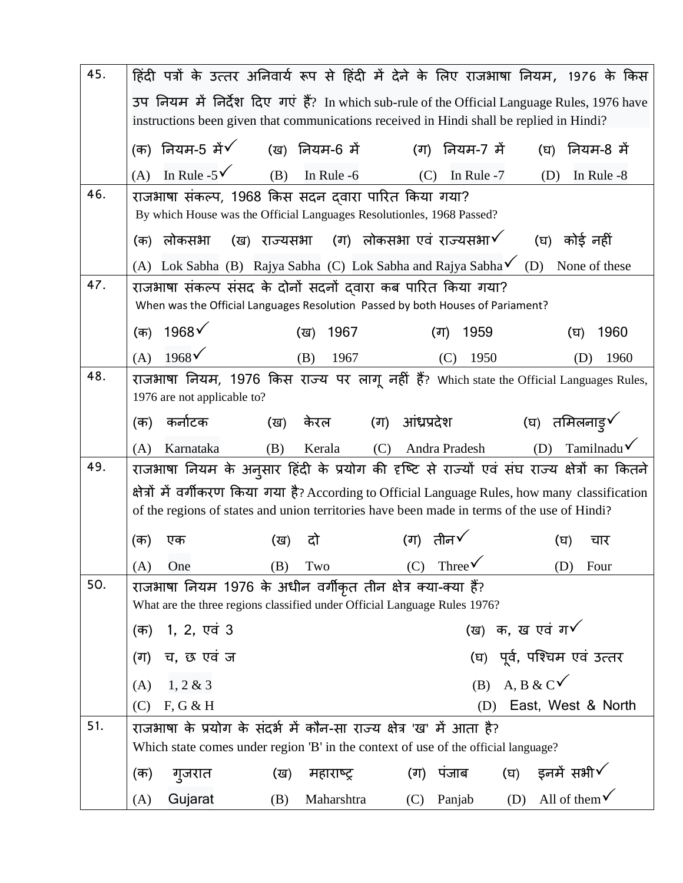| | |
|---|---|
| 45. | हिंदी पत्रों के उत्तर अनिवार्य रूप से हिंदी में देने के लिए राजभाषा नियम, 1976 के किस उप नियम में निर्देश दिए गएं हैं? In which sub-rule of the Official Language Rules, 1976 have instructions been given that communications received in Hindi shall be replied in Hindi?<br>(क) नियम-5 में✓ (ख) नियम-6 में (ग) नियम-7 में (घ) नियम-8 में<br>(A) In Rule -5✓ (B) In Rule -6 (C) In Rule -7 (D) In Rule -8 |
| 46. | राजभाषा संकल्प, 1968 किस सदन द्वारा पारित किया गया?<br>By which House was the Official Languages Resolutionles, 1968 Passed?<br>(क) लोकसभा (ख) राज्यसभा (ग) लोकसभा एवं राज्यसभा✓ (घ) कोई नहीं<br>(A) Lok Sabha (B) Rajya Sabha (C) Lok Sabha and Rajya Sabha✓ (D) None of these |
| 47. | राजभाषा संकल्प संसद के दोनों सदनों द्वारा कब पारित किया गया?<br>When was the Official Languages Resolution Passed by both Houses of Pariament?<br>(क) 1968✓ (ख) 1967 (ग) 1959 (घ) 1960<br>(A) 1968✓ (B) 1967 (C) 1950 (D) 1960 |
| 48. | राजभाषा नियम, 1976 किस राज्य पर लागू नहीं हैं? Which state the Official Languages Rules, 1976 are not applicable to?<br>(क) कर्नाटक (ख) केरल (ग) आंध्रप्रदेश (घ) तमिलनाडु✓<br>(A) Karnataka (B) Kerala (C) Andra Pradesh (D) Tamilnadu✓ |
| 49. | राजभाषा नियम के अनुसार हिंदी के प्रयोग की दृष्टि से राज्यों एवं संघ राज्य क्षेत्रों का कितने क्षेत्रों में वर्गीकरण किया गया है? According to Official Language Rules, how many classification of the regions of states and union territories have been made in terms of the use of Hindi?<br>(क) एक (ख) दो (ग) तीन✓ (घ) चार<br>(A) One (B) Two (C) Three✓ (D) Four |
| 50. | राजभाषा नियम 1976 के अधीन वर्गीकृत तीन क्षेत्र क्या-क्या हैं?<br>What are the three regions classified under Official Language Rules 1976?<br>(क) 1, 2, एवं 3 (ख) क, ख एवं ग✓<br>(ग) च, छ एवं ज (घ) पूर्व, पश्चिम एवं उत्तर<br>(A) 1, 2 & 3 (B) A, B & C✓<br>(C) F, G & H (D) East, West & North |
| 51. | राजभाषा के प्रयोग के संदर्भ में कौन-सा राज्य क्षेत्र 'ख' में आता है?<br>Which state comes under region 'B' in the context of use of the official language?<br>(क) गुजरात (ख) महाराष्ट्र (ग) पंजाब (घ) इनमें सभी✓<br>(A) Gujarat (B) Maharshtra (C) Panjab (D) All of them✓ |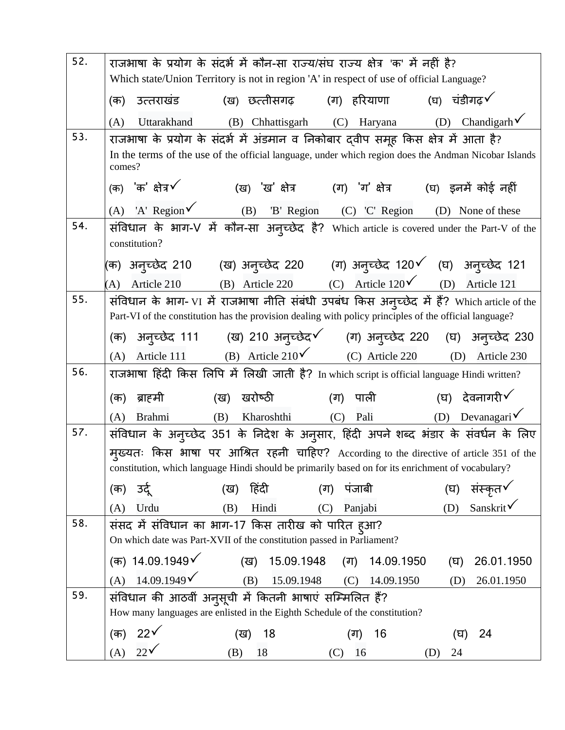| | |
|---|---|
| 52. | राजभाषा के प्रयोग के संदर्भ में कौन-सा राज्य/संघ राज्य क्षेत्र 'क' में नहीं है?<br>Which state/Union Territory is not in region 'A' in respect of use of official Language?<br>(क) उत्तराखंड (ख) छत्तीसगढ़ (ग) हरियाणा (घ) चंडीगढ़✓<br>(A) Uttarakhand (B) Chhattisgarh (C) Haryana (D) Chandigarh✓ |
| 53. | राजभाषा के प्रयोग के संदर्भ में अंडमान व निकोबार द्वीप समूह किस क्षेत्र में आता है?<br>In the terms of the use of the official language, under which region does the Andman Nicobar Islands comes?<br>(क) 'क' क्षेत्र✓ (ख) 'ख' क्षेत्र (ग) 'ग' क्षेत्र (घ) इनमें कोई नहीं<br>(A) 'A' Region✓ (B) 'B' Region (C) 'C' Region (D) None of these |
| 54. | संविधान के भाग-V में कौन-सा अनुच्छेद है? Which article is covered under the Part-V of the constitution?<br>(क) अनुच्छेद 210 (ख) अनुच्छेद 220 (ग) अनुच्छेद 120✓ (घ) अनुच्छेद 121<br>(A) Article 210 (B) Article 220 (C) Article 120✓ (D) Article 121 |
| 55. | संविधान के भाग- VI में राजभाषा नीति संबंधी उपबंध किस अनुच्छेद में हैं? Which article of the Part-VI of the constitution has the provision dealing with policy principles of the official language?<br>(क) अनुच्छेद 111 (ख) 210 अनुच्छेद✓ (ग) अनुच्छेद 220 (घ) अनुच्छेद 230<br>(A) Article 111 (B) Article 210✓ (C) Article 220 (D) Article 230 |
| 56. | राजभाषा हिंदी किस लिपि में लिखी जाती है? In which script is official language Hindi written?<br>(क) ब्राह्मी (ख) खरोष्ठी (ग) पाली (घ) देवनागरी✓<br>(A) Brahmi (B) Kharoshthi (C) Pali (D) Devanagari✓ |
| 57. | संविधान के अनुच्छेद 351 के निदेश के अनुसार, हिंदी अपने शब्द भंडार के संवर्धन के लिए मुख्यतः किस भाषा पर आश्रित रहनी चाहिए? According to the directive of article 351 of the constitution, which language Hindi should be primarily based on for its enrichment of vocabulary?<br>(क) उर्दू (ख) हिंदी (ग) पंजाबी (घ) संस्कृत✓<br>(A) Urdu (B) Hindi (C) Panjabi (D) Sanskrit✓ |
| 58. | संसद में संविधान का भाग-17 किस तारीख को पारित हुआ?<br>On which date was Part-XVII of the constitution passed in Parliament?<br>(क) 14.09.1949✓ (ख) 15.09.1948 (ग) 14.09.1950 (घ) 26.01.1950<br>(A) 14.09.1949✓ (B) 15.09.1948 (C) 14.09.1950 (D) 26.01.1950 |
| 59. | संविधान की आठवीं अनुसूची में कितनी भाषाएं सम्मिलित हैं?<br>How many languages are enlisted in the Eighth Schedule of the constitution?<br>(क) 22✓ (ख) 18 (ग) 16 (घ) 24<br>(A) 22✓ (B) 18 (C) 16 (D) 24 |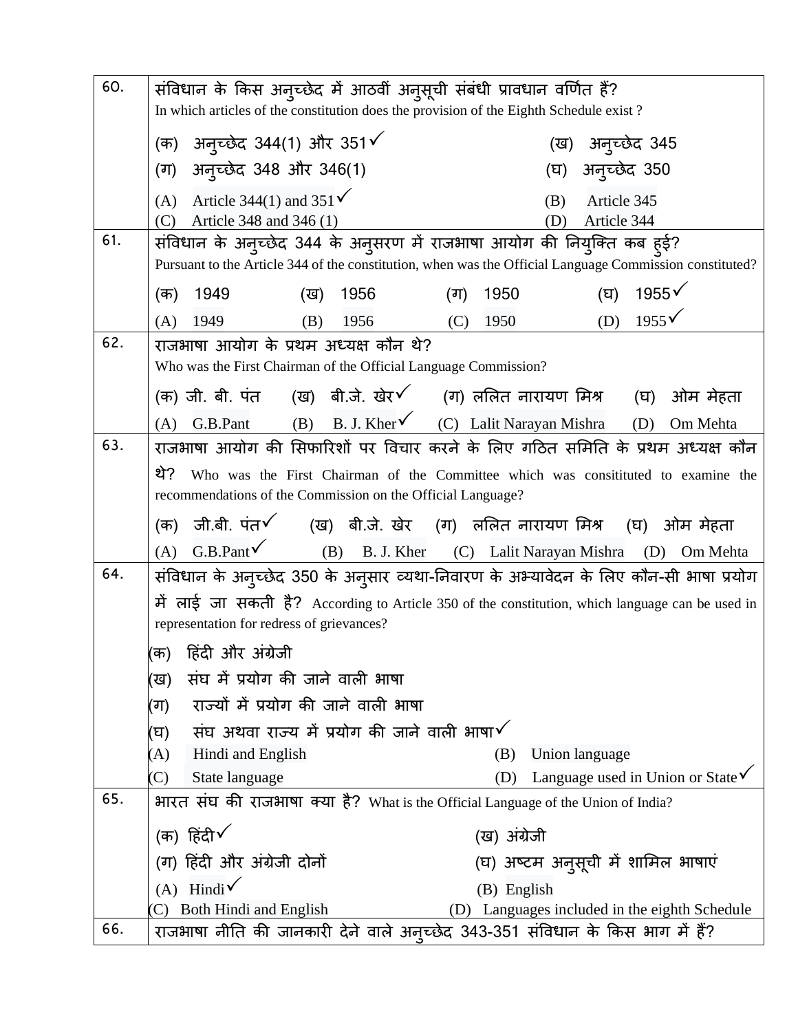| 60. | संविधान के किस अनुच्छेद में आठवीं अनुसूची संबंधी प्रावधान वर्णित हैं?<br>In which articles of the constitution does the provision of the Eighth Schedule exist ?<br>(क) अनुच्छेद 344(1) और 351✓ (ख) अनुच्छेद 345<br>(ग) अनुच्छेद 348 और 346(1) (घ) अनुच्छेद 350<br>(A) Article 344(1) and 351✓ (B) Article 345<br>(C) Article 348 and 346 (1) (D) Article 344 |
|---|---|
| 61. | संविधान के अनुच्छेद 344 के अनुसरण में राजभाषा आयोग की नियुक्ति कब हुई?<br>Pursuant to the Article 344 of the constitution, when was the Official Language Commission constituted?<br>(क) 1949 (ख) 1956 (ग) 1950 (घ) 1955✓<br>(A) 1949 (B) 1956 (C) 1950 (D) 1955✓ |
| 62. | राजभाषा आयोग के प्रथम अध्यक्ष कौन थे?<br>Who was the First Chairman of the Official Language Commission?<br>(क) जी. बी. पंत (ख) बी.जे. खेर✓ (ग) ललित नारायण मिश्र (घ) ओम मेहता<br>(A) G.B.Pant (B) B. J. Kher✓ (C) Lalit Narayan Mishra (D) Om Mehta |
| 63. | राजभाषा आयोग की सिफारिशों पर विचार करने के लिए गठित समिति के प्रथम अध्यक्ष कौन थे? Who was the First Chairman of the Committee which was consitituted to examine the recommendations of the Commission on the Official Language?<br>(क) जी.बी. पंत✓ (ख) बी.जे. खेर (ग) ललित नारायण मिश्र (घ) ओम मेहता<br>(A) G.B.Pant✓ (B) B. J. Kher (C) Lalit Narayan Mishra (D) Om Mehta |
| 64. | संविधान के अनुच्छेद 350 के अनुसार व्यथा-निवारण के अभ्यावेदन के लिए कौन-सी भाषा प्रयोग में लाई जा सकती है? According to Article 350 of the constitution, which language can be used in representation for redress of grievances?<br>(क) हिंदी और अंग्रेजी<br>(ख) संघ में प्रयोग की जाने वाली भाषा<br>(ग) राज्यों में प्रयोग की जाने वाली भाषा<br>(घ) संघ अथवा राज्य में प्रयोग की जाने वाली भाषा✓<br>(A) Hindi and English (B) Union language<br>(C) State language (D) Language used in Union or State✓ |
| 65. | भारत संघ की राजभाषा क्या है? What is the Official Language of the Union of India?<br>(क) हिंदी✓ (ख) अंग्रेजी<br>(ग) हिंदी और अंग्रेजी दोनों (घ) अष्टम अनुसूची में शामिल भाषाएं<br>(A) Hindi✓ (B) English<br>(C) Both Hindi and English (D) Languages included in the eighth Schedule |
| 66. | राजभाषा नीति की जानकारी देने वाले अनुच्छेद 343-351 संविधान के किस भाग में हैं? |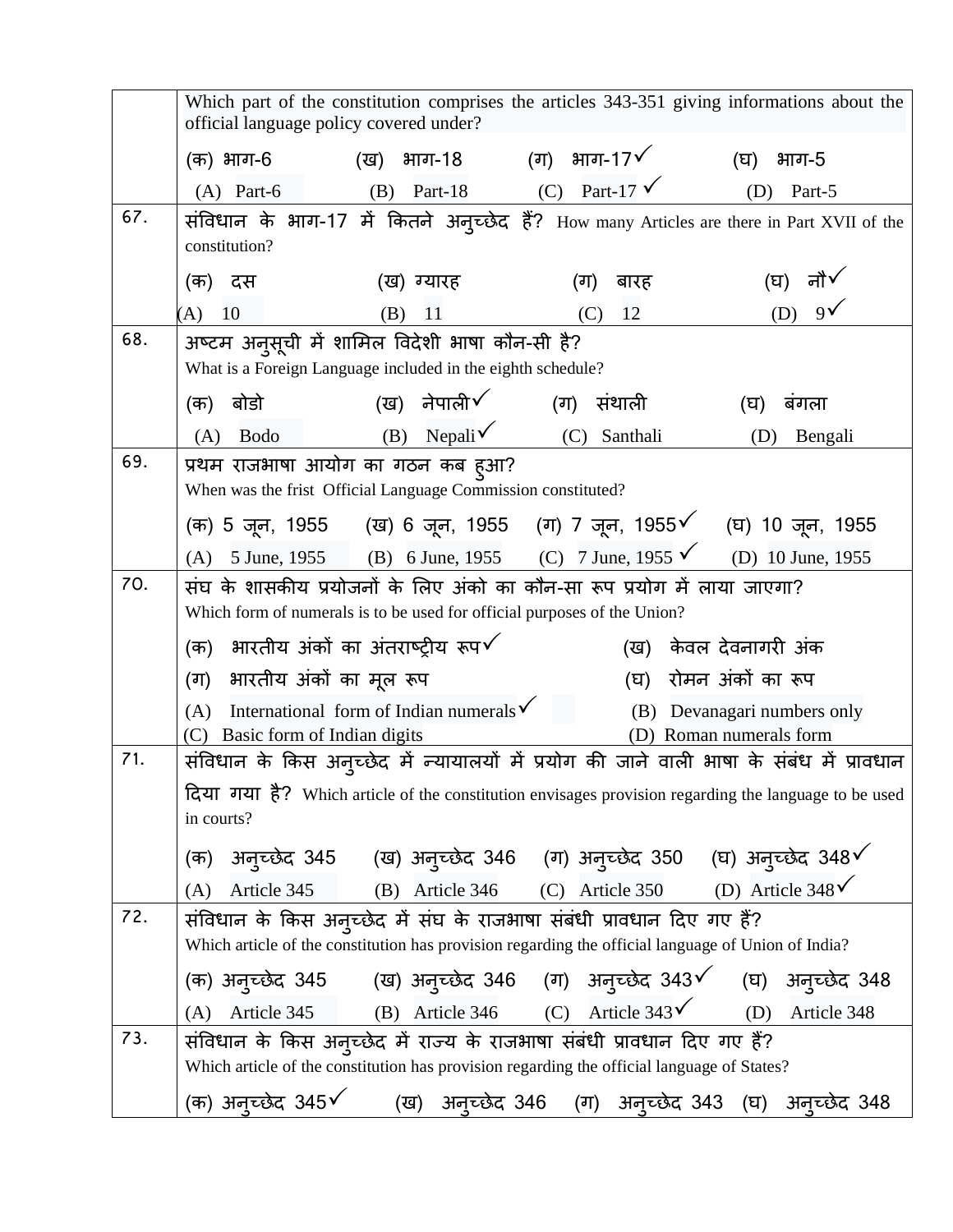| | |
|---|---|
| | Which part of the constitution comprises the articles 343-351 giving informations about the official language policy covered under?<br>(क) भाग-6 (ख) भाग-18 (ग) भाग-17✓ (घ) भाग-5<br>(A) Part-6 (B) Part-18 (C) Part-17 ✓ (D) Part-5 |
| 67. | संविधान के भाग-17 में कितने अनुच्छेद हैं? How many Articles are there in Part XVII of the constitution?<br>(क) दस (ख) ग्यारह (ग) बारह (घ) नौ✓<br>(A) 10 (B) 11 (C) 12 (D) 9✓ |
| 68. | अष्टम अनुसूची में शामिल विदेशी भाषा कौन-सी है?<br>What is a Foreign Language included in the eighth schedule?<br>(क) बोडो (ख) नेपाली✓ (ग) संथाली (घ) बंगला<br>(A) Bodo (B) Nepali✓ (C) Santhali (D) Bengali |
| 69. | प्रथम राजभाषा आयोग का गठन कब हुआ?<br>When was the frist Official Language Commission constituted?<br>(क) 5 जून, 1955 (ख) 6 जून, 1955 (ग) 7 जून, 1955✓ (घ) 10 जून, 1955<br>(A) 5 June, 1955 (B) 6 June, 1955 (C) 7 June, 1955 ✓ (D) 10 June, 1955 |
| 70. | संघ के शासकीय प्रयोजनों के लिए अंको का कौन-सा रूप प्रयोग में लाया जाएगा?<br>Which form of numerals is to be used for official purposes of the Union?<br>(क) भारतीय अंकों का अंतराष्ट्रीय रूप✓ (ख) केवल देवनागरी अंक<br>(ग) भारतीय अंकों का मूल रूप (घ) रोमन अंकों का रूप<br>(A) International form of Indian numerals✓ (B) Devanagari numbers only<br>(C) Basic form of Indian digits (D) Roman numerals form |
| 71. | संविधान के किस अनुच्छेद में न्यायालयों में प्रयोग की जाने वाली भाषा के संबंध में प्रावधान दिया गया है? Which article of the constitution envisages provision regarding the language to be used in courts?<br>(क) अनुच्छेद 345 (ख) अनुच्छेद 346 (ग) अनुच्छेद 350 (घ) अनुच्छेद 348✓<br>(A) Article 345 (B) Article 346 (C) Article 350 (D) Article 348✓ |
| 72. | संविधान के किस अनुच्छेद में संघ के राजभाषा संबंधी प्रावधान दिए गए हैं?<br>Which article of the constitution has provision regarding the official language of Union of India?<br>(क) अनुच्छेद 345 (ख) अनुच्छेद 346 (ग) अनुच्छेद 343✓ (घ) अनुच्छेद 348<br>(A) Article 345 (B) Article 346 (C) Article 343✓ (D) Article 348 |
| 73. | संविधान के किस अनुच्छेद में राज्य के राजभाषा संबंधी प्रावधान दिए गए हैं?<br>Which article of the constitution has provision regarding the official language of States?<br>(क) अनुच्छेद 345✓ (ख) अनुच्छेद 346 (ग) अनुच्छेद 343 (घ) अनुच्छेद 348 |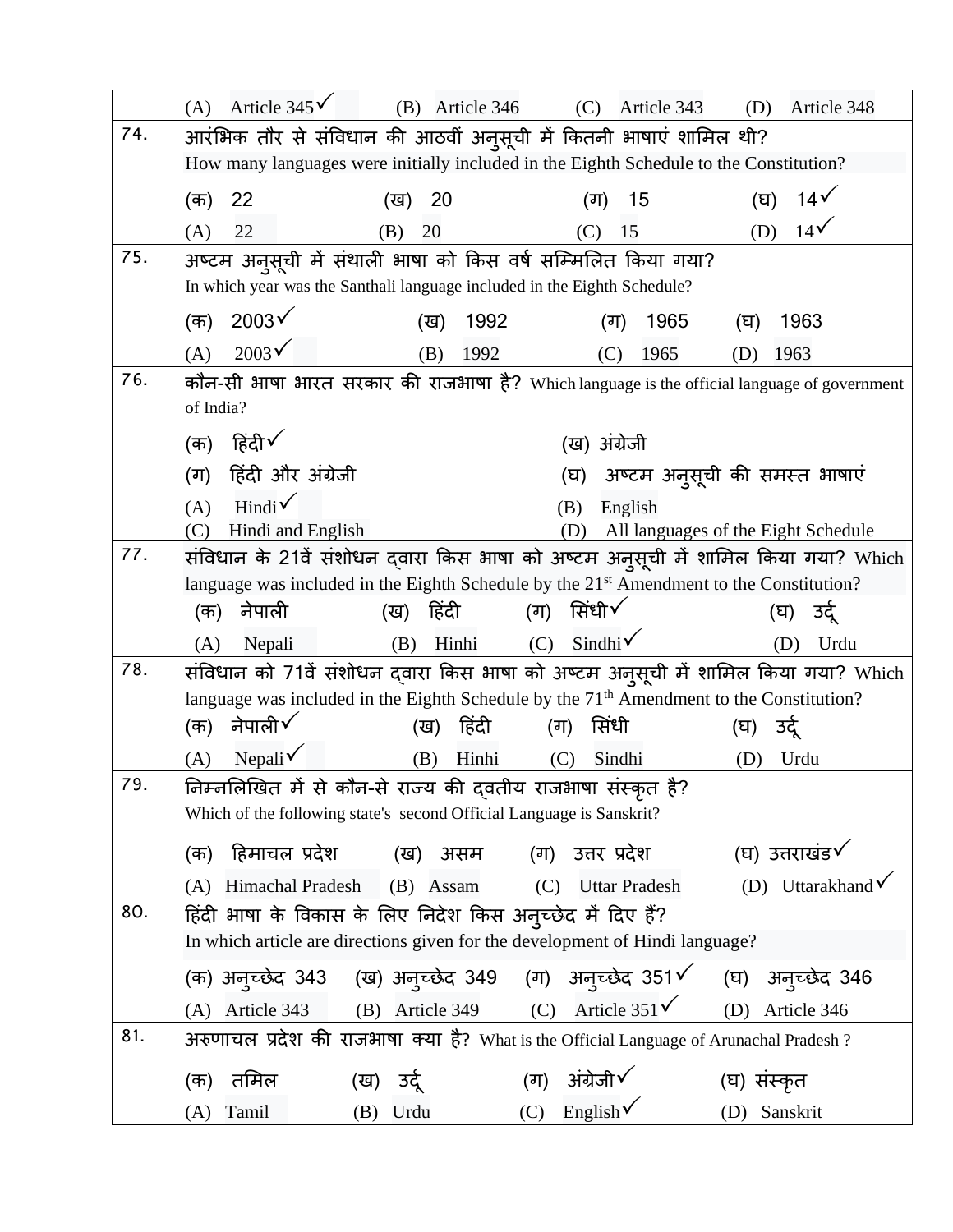| | |
|---|---|
| | (A) Article 345✓ (B) Article 346 (C) Article 343 (D) Article 348 |
| 74. | आरंभिक तौर से संविधान की आठवीं अनुसूची में कितनी भाषाएं शामिल थी?<br>How many languages were initially included in the Eighth Schedule to the Constitution?<br>(क) 22 (ख) 20 (ग) 15 (घ) 14✓<br>(A) 22 (B) 20 (C) 15 (D) 14✓ |
| 75. | अष्टम अनुसूची में संथाली भाषा को किस वर्ष सम्मिलित किया गया?<br>In which year was the Santhali language included in the Eighth Schedule?<br>(क) 2003✓ (ख) 1992 (ग) 1965 (घ) 1963<br>(A) 2003✓ (B) 1992 (C) 1965 (D) 1963 |
| 76. | कौन-सी भाषा भारत सरकार की राजभाषा है? Which language is the official language of government of India?<br>(क) हिंदी✓ (ख) अंग्रेजी<br>(ग) हिंदी और अंग्रेजी (घ) अष्टम अनुसूची की समस्त भाषाएं<br>(A) Hindi✓ (B) English<br>(C) Hindi and English (D) All languages of the Eight Schedule |
| 77. | संविधान के 21वें संशोधन द्वारा किस भाषा को अष्टम अनुसूची में शामिल किया गया? Which language was included in the Eighth Schedule by the 21st Amendment to the Constitution?<br>(क) नेपाली (ख) हिंदी (ग) सिंधी✓ (घ) उर्दू<br>(A) Nepali (B) Hinhi (C) Sindhi✓ (D) Urdu |
| 78. | संविधान को 71वें संशोधन द्वारा किस भाषा को अष्टम अनुसूची में शामिल किया गया? Which language was included in the Eighth Schedule by the 71th Amendment to the Constitution?<br>(क) नेपाली✓ (ख) हिंदी (ग) सिंधी (घ) उर्दू<br>(A) Nepali✓ (B) Hinhi (C) Sindhi (D) Urdu |
| 79. | निम्नलिखित में से कौन-से राज्य की द्वतीय राजभाषा संस्कृत है?<br>Which of the following state's second Official Language is Sanskrit?<br>(क) हिमाचल प्रदेश (ख) असम (ग) उत्तर प्रदेश (घ) उत्तराखंड✓<br>(A) Himachal Pradesh (B) Assam (C) Uttar Pradesh (D) Uttarakhand✓ |
| 80. | हिंदी भाषा के विकास के लिए निदेश किस अनुच्छेद में दिए हैं?<br>In which article are directions given for the development of Hindi language?<br>(क) अनुच्छेद 343 (ख) अनुच्छेद 349 (ग) अनुच्छेद 351✓ (घ) अनुच्छेद 346<br>(A) Article 343 (B) Article 349 (C) Article 351✓ (D) Article 346 |
| 81. | अरुणाचल प्रदेश की राजभाषा क्या है? What is the Official Language of Arunachal Pradesh ?<br>(क) तमिल (ख) उर्दू (ग) अंग्रेजी✓ (घ) संस्कृत<br>(A) Tamil (B) Urdu (C) English✓ (D) Sanskrit |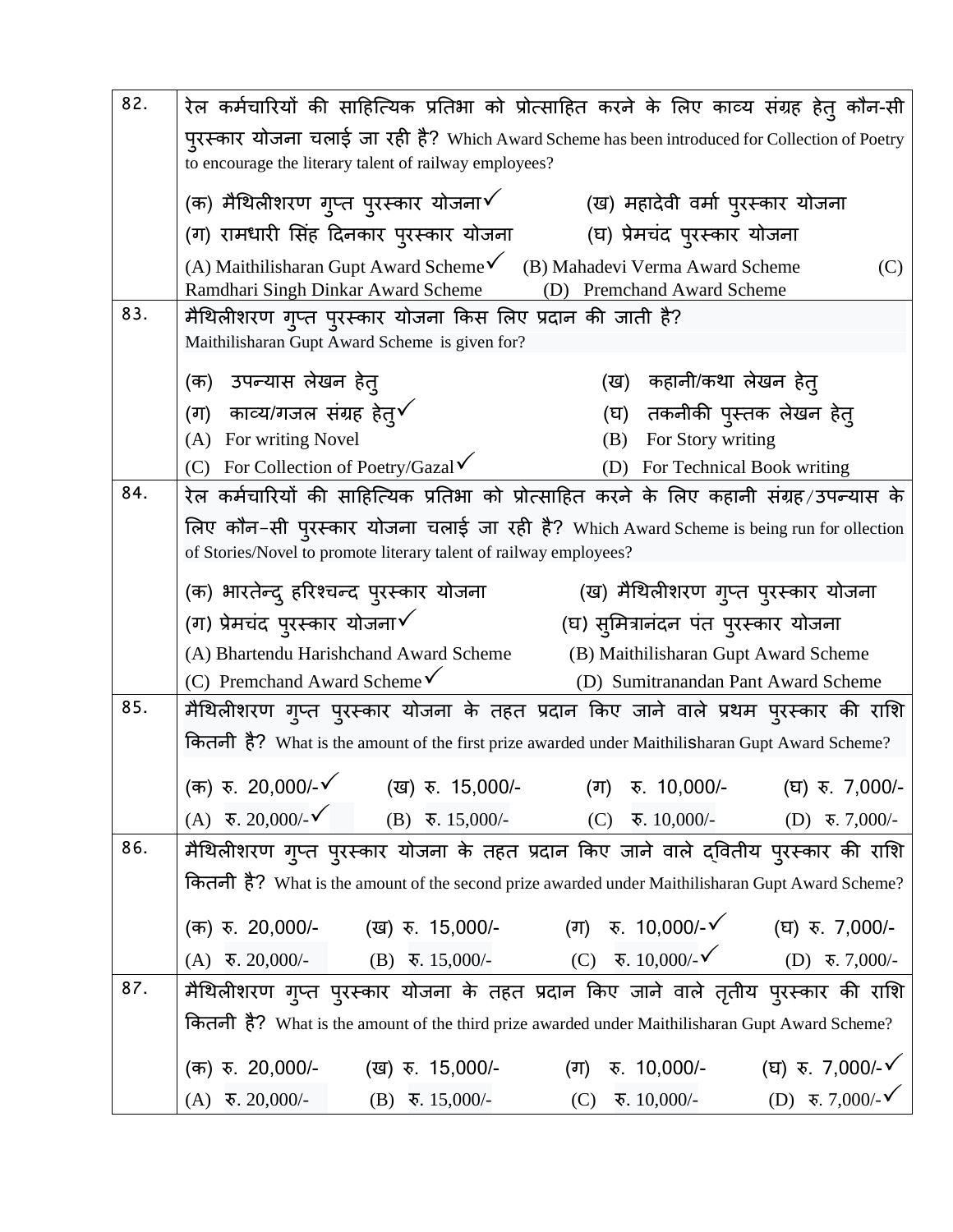| 82. | रेल कर्मचारियों की साहित्यिक प्रतिभा को प्रोत्साहित करने के लिए काव्य संग्रह हेतु कौन-सी पुरस्कार योजना चलाई जा रही है? Which Award Scheme has been introduced for Collection of Poetry to encourage the literary talent of railway employees?<br><br>(क) मैथिलीशरण गुप्त पुरस्कार योजना✓ (ख) महादेवी वर्मा पुरस्कार योजना<br>(ग) रामधारी सिंह दिनकार पुरस्कार योजना (घ) प्रेमचंद पुरस्कार योजना<br>(A) Maithilisharan Gupt Award Scheme✓ (B) Mahadevi Verma Award Scheme (C) Ramdhari Singh Dinkar Award Scheme (D) Premchand Award Scheme |
|---|---|
| 83. | मैथिलीशरण गुप्त पुरस्कार योजना किस लिए प्रदान की जाती है?<br>Maithilisharan Gupt Award Scheme is given for?<br><br>(क) उपन्यास लेखन हेतु (ख) कहानी/कथा लेखन हेतु<br>(ग) काव्य/गजल संग्रह हेतु✓ (घ) तकनीकी पुस्तक लेखन हेतु<br>(A) For writing Novel (B) For Story writing<br>(C) For Collection of Poetry/Gazal✓ (D) For Technical Book writing |
| 84. | रेल कर्मचारियों की साहित्यिक प्रतिभा को प्रोत्साहित करने के लिए कहानी संग्रह/उपन्यास के लिए कौन-सी पुरस्कार योजना चलाई जा रही है? Which Award Scheme is being run for ollection of Stories/Novel to promote literary talent of railway employees?<br><br>(क) भारतेन्दु हरिश्चन्द पुरस्कार योजना (ख) मैथिलीशरण गुप्त पुरस्कार योजना<br>(ग) प्रेमचंद पुरस्कार योजना✓ (घ) सुमित्रानंदन पंत पुरस्कार योजना<br>(A) Bhartendu Harishchand Award Scheme (B) Maithilisharan Gupt Award Scheme<br>(C) Premchand Award Scheme✓ (D) Sumitranandan Pant Award Scheme |
| 85. | मैथिलीशरण गुप्त पुरस्कार योजना के तहत प्रदान किए जाने वाले प्रथम पुरस्कार की राशि कितनी है? What is the amount of the first prize awarded under Maithilisharan Gupt Award Scheme?<br><br>(क) रु. 20,000/-✓ (ख) रु. 15,000/- (ग) रु. 10,000/- (घ) रु. 7,000/-<br>(A) रु. 20,000/-✓ (B) रु. 15,000/- (C) रु. 10,000/- (D) रु. 7,000/- |
| 86. | मैथिलीशरण गुप्त पुरस्कार योजना के तहत प्रदान किए जाने वाले द्वितीय पुरस्कार की राशि कितनी है? What is the amount of the second prize awarded under Maithilisharan Gupt Award Scheme?<br><br>(क) रु. 20,000/- (ख) रु. 15,000/- (ग) रु. 10,000/-✓ (घ) रु. 7,000/-<br>(A) रु. 20,000/- (B) रु. 15,000/- (C) रु. 10,000/-✓ (D) रु. 7,000/- |
| 87. | मैथिलीशरण गुप्त पुरस्कार योजना के तहत प्रदान किए जाने वाले तृतीय पुरस्कार की राशि कितनी है? What is the amount of the third prize awarded under Maithilisharan Gupt Award Scheme?<br><br>(क) रु. 20,000/- (ख) रु. 15,000/- (ग) रु. 10,000/- (घ) रु. 7,000/-✓<br>(A) रु. 20,000/- (B) रु. 15,000/- (C) रु. 10,000/- (D) रु. 7,000/-✓ |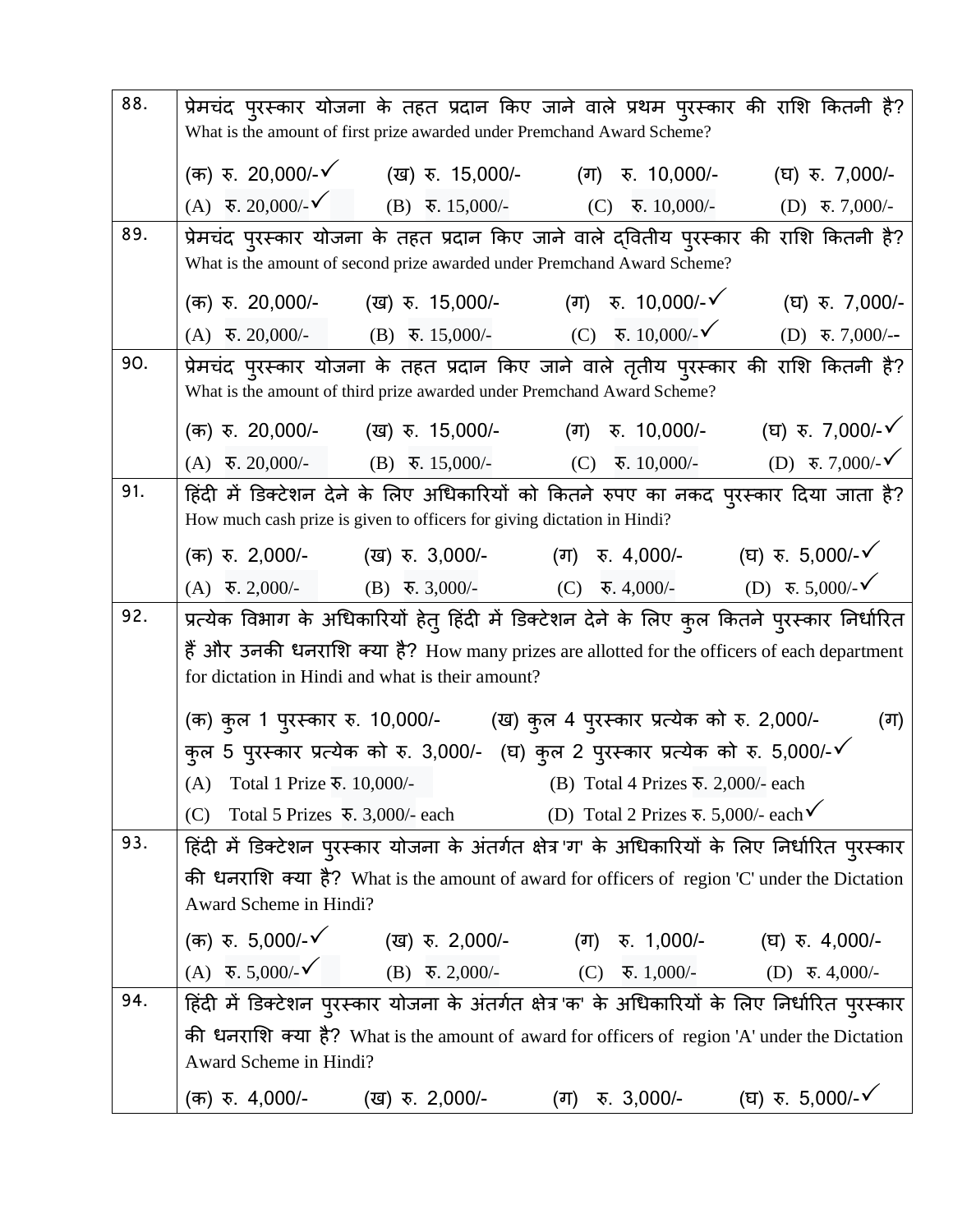| | |
|---|---|
| 88. | प्रेमचंद पुरस्कार योजना के तहत प्रदान किए जाने वाले प्रथम पुरस्कार की राशि कितनी है? What is the amount of first prize awarded under Premchand Award Scheme?<br><br>(क) रु. 20,000/-✓ (ख) रु. 15,000/- (ग) रु. 10,000/- (घ) रु. 7,000/-<br>(A) रु. 20,000/-✓ (B) रु. 15,000/- (C) रु. 10,000/- (D) रु. 7,000/- |
| 89. | प्रेमचंद पुरस्कार योजना के तहत प्रदान किए जाने वाले द्वितीय पुरस्कार की राशि कितनी है? What is the amount of second prize awarded under Premchand Award Scheme?<br><br>(क) रु. 20,000/- (ख) रु. 15,000/- (ग) रु. 10,000/-✓ (घ) रु. 7,000/-<br>(A) रु. 20,000/- (B) रु. 15,000/- (C) रु. 10,000/-✓ (D) रु. 7,000/-- |
| 90. | प्रेमचंद पुरस्कार योजना के तहत प्रदान किए जाने वाले तृतीय पुरस्कार की राशि कितनी है? What is the amount of third prize awarded under Premchand Award Scheme?<br><br>(क) रु. 20,000/- (ख) रु. 15,000/- (ग) रु. 10,000/- (घ) रु. 7,000/-✓<br>(A) रु. 20,000/- (B) रु. 15,000/- (C) रु. 10,000/- (D) रु. 7,000/-✓ |
| 91. | हिंदी में डिक्टेशन देने के लिए अधिकारियों को कितने रुपए का नकद पुरस्कार दिया जाता है? How much cash prize is given to officers for giving dictation in Hindi?<br><br>(क) रु. 2,000/- (ख) रु. 3,000/- (ग) रु. 4,000/- (घ) रु. 5,000/-✓<br>(A) रु. 2,000/- (B) रु. 3,000/- (C) रु. 4,000/- (D) रु. 5,000/-✓ |
| 92. | प्रत्येक विभाग के अधिकारियों हेतु हिंदी में डिक्टेशन देने के लिए कुल कितने पुरस्कार निर्धारित हैं और उनकी धनराशि क्या है? How many prizes are allotted for the officers of each department for dictation in Hindi and what is their amount?<br><br>(क) कुल 1 पुरस्कार रु. 10,000/- (ख) कुल 4 पुरस्कार प्रत्येक को रु. 2,000/- (ग) कुल 5 पुरस्कार प्रत्येक को रु. 3,000/- (घ) कुल 2 पुरस्कार प्रत्येक को रु. 5,000/-✓<br>(A) Total 1 Prize रु. 10,000/- (B) Total 4 Prizes रु. 2,000/- each<br>(C) Total 5 Prizes रु. 3,000/- each (D) Total 2 Prizes रु. 5,000/- each✓ |
| 93. | हिंदी में डिक्टेशन पुरस्कार योजना के अंतर्गत क्षेत्र 'ग' के अधिकारियों के लिए निर्धारित पुरस्कार की धनराशि क्या है? What is the amount of award for officers of region 'C' under the Dictation Award Scheme in Hindi?<br><br>(क) रु. 5,000/-✓ (ख) रु. 2,000/- (ग) रु. 1,000/- (घ) रु. 4,000/-<br>(A) रु. 5,000/-✓ (B) रु. 2,000/- (C) रु. 1,000/- (D) रु. 4,000/- |
| 94. | हिंदी में डिक्टेशन पुरस्कार योजना के अंतर्गत क्षेत्र 'क' के अधिकारियों के लिए निर्धारित पुरस्कार की धनराशि क्या है? What is the amount of award for officers of region 'A' under the Dictation Award Scheme in Hindi?<br><br>(क) रु. 4,000/- (ख) रु. 2,000/- (ग) रु. 3,000/- (घ) रु. 5,000/-✓ |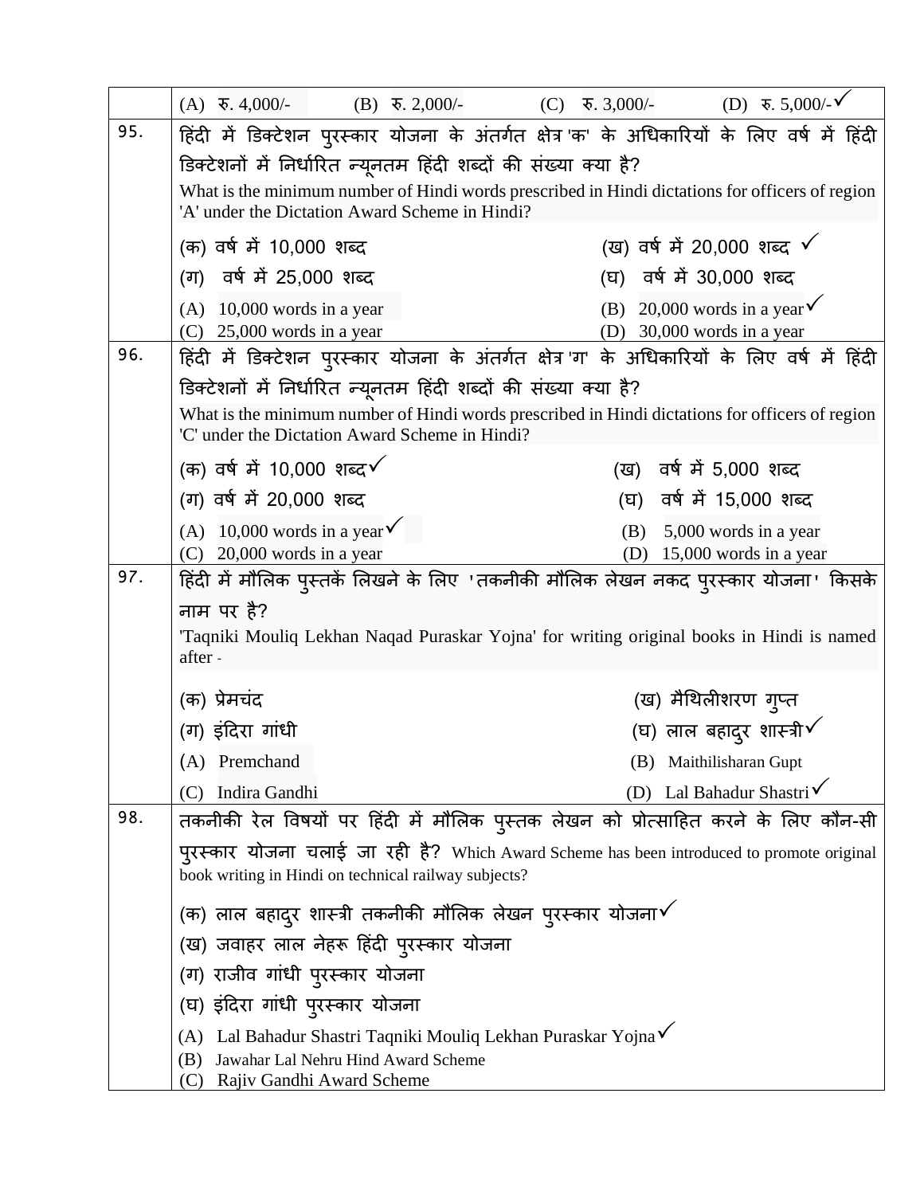| | |
|---|---|
| | (A) रु. 4,000/- (B) रु. 2,000/- (C) रु. 3,000/- (D) रु. 5,000/-✓ |
| 95. | हिंदी में डिक्टेशन पुरस्कार योजना के अंतर्गत क्षेत्र 'क' के अधिकारियों के लिए वर्ष में हिंदी डिक्टेशनों में निर्धारित न्यूनतम हिंदी शब्दों की संख्या क्या है?<br>What is the minimum number of Hindi words prescribed in Hindi dictations for officers of region 'A' under the Dictation Award Scheme in Hindi?<br>(क) वर्ष में 10,000 शब्द (ख) वर्ष में 20,000 शब्द ✓<br>(ग) वर्ष में 25,000 शब्द (घ) वर्ष में 30,000 शब्द<br>(A) 10,000 words in a year (B) 20,000 words in a year✓<br>(C) 25,000 words in a year (D) 30,000 words in a year |
| 96. | हिंदी में डिक्टेशन पुरस्कार योजना के अंतर्गत क्षेत्र 'ग' के अधिकारियों के लिए वर्ष में हिंदी डिक्टेशनों में निर्धारित न्यूनतम हिंदी शब्दों की संख्या क्या है?<br>What is the minimum number of Hindi words prescribed in Hindi dictations for officers of region 'C' under the Dictation Award Scheme in Hindi?<br>(क) वर्ष में 10,000 शब्द✓ (ख) वर्ष में 5,000 शब्द<br>(ग) वर्ष में 20,000 शब्द (घ) वर्ष में 15,000 शब्द<br>(A) 10,000 words in a year✓ (B) 5,000 words in a year<br>(C) 20,000 words in a year (D) 15,000 words in a year |
| 97. | हिंदी में मौलिक पुस्तकें लिखने के लिए 'तकनीकी मौलिक लेखन नकद पुरस्कार योजना' किसके नाम पर है?<br>'Taqniki Mouliq Lekhan Naqad Puraskar Yojna' for writing original books in Hindi is named after -<br>(क) प्रेमचंद (ख) मैथिलीशरण गुप्त<br>(ग) इंदिरा गांधी (घ) लाल बहादुर शास्त्री✓<br>(A) Premchand (B) Maithilisharan Gupt<br>(C) Indira Gandhi (D) Lal Bahadur Shastri✓ |
| 98. | तकनीकी रेल विषयों पर हिंदी में मौलिक पुस्तक लेखन को प्रोत्साहित करने के लिए कौन-सी पुरस्कार योजना चलाई जा रही है? Which Award Scheme has been introduced to promote original book writing in Hindi on technical railway subjects?<br>(क) लाल बहादुर शास्त्री तकनीकी मौलिक लेखन पुरस्कार योजना✓<br>(ख) जवाहर लाल नेहरू हिंदी पुरस्कार योजना<br>(ग) राजीव गांधी पुरस्कार योजना<br>(घ) इंदिरा गांधी पुरस्कार योजना<br>(A) Lal Bahadur Shastri Taqniki Mouliq Lekhan Puraskar Yojna✓<br>(B) Jawahar Lal Nehru Hind Award Scheme<br>(C) Rajiv Gandhi Award Scheme |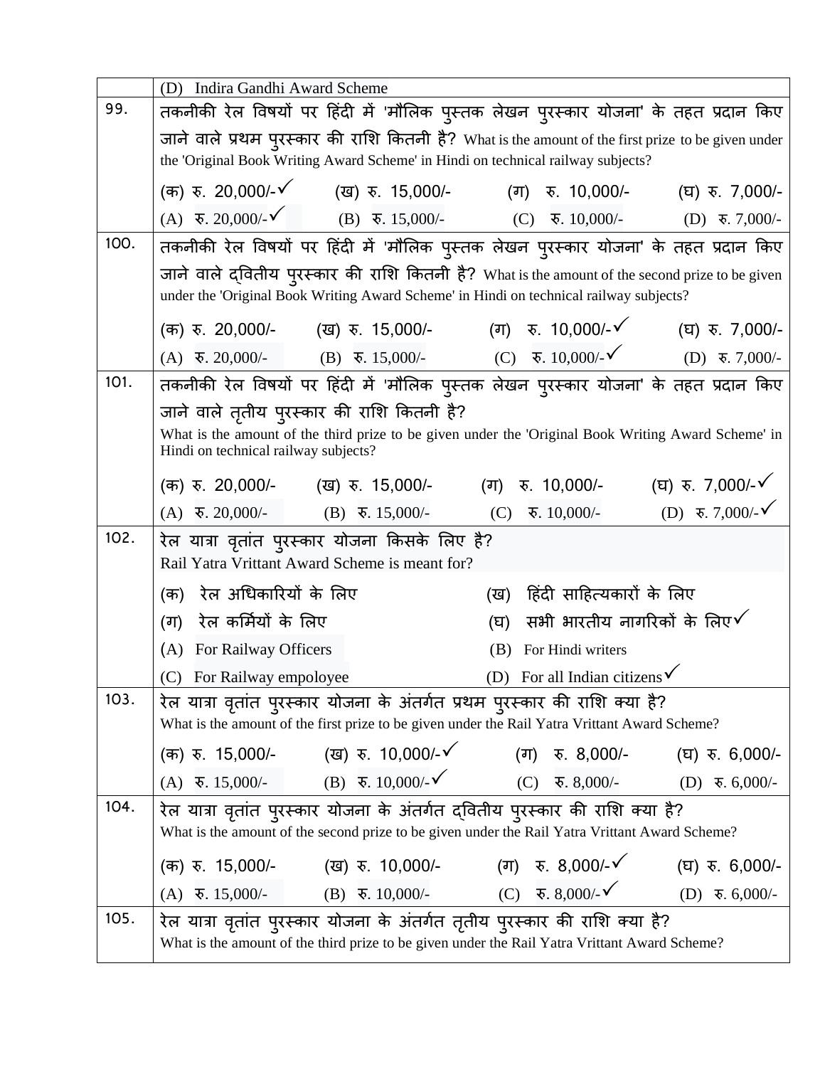| | |
|---|---|
| | (D) Indira Gandhi Award Scheme |
| 99. | तकनीकी रेल विषयों पर हिंदी में 'मौलिक पुस्तक लेखन पुरस्कार योजना' के तहत प्रदान किए जाने वाले प्रथम पुरस्कार की राशि कितनी है? What is the amount of the first prize to be given under the 'Original Book Writing Award Scheme' in Hindi on technical railway subjects?<br>(क) रु. 20,000/-✓ (ख) रु. 15,000/- (ग) रु. 10,000/- (घ) रु. 7,000/-<br>(A) रु. 20,000/-✓ (B) रु. 15,000/- (C) रु. 10,000/- (D) रु. 7,000/- |
| 100. | तकनीकी रेल विषयों पर हिंदी में 'मौलिक पुस्तक लेखन पुरस्कार योजना' के तहत प्रदान किए जाने वाले द्वितीय पुरस्कार की राशि कितनी है? What is the amount of the second prize to be given under the 'Original Book Writing Award Scheme' in Hindi on technical railway subjects?<br>(क) रु. 20,000/- (ख) रु. 15,000/- (ग) रु. 10,000/-✓ (घ) रु. 7,000/-<br>(A) रु. 20,000/- (B) रु. 15,000/- (C) रु. 10,000/-✓ (D) रु. 7,000/- |
| 101. | तकनीकी रेल विषयों पर हिंदी में 'मौलिक पुस्तक लेखन पुरस्कार योजना' के तहत प्रदान किए जाने वाले तृतीय पुरस्कार की राशि कितनी है?<br>What is the amount of the third prize to be given under the 'Original Book Writing Award Scheme' in Hindi on technical railway subjects?<br>(क) रु. 20,000/- (ख) रु. 15,000/- (ग) रु. 10,000/- (घ) रु. 7,000/-✓<br>(A) रु. 20,000/- (B) रु. 15,000/- (C) रु. 10,000/- (D) रु. 7,000/-✓ |
| 102. | रेल यात्रा वृतांत पुरस्कार योजना किसके लिए है?<br>Rail Yatra Vrittant Award Scheme is meant for?<br>(क) रेल अधिकारियों के लिए (ख) हिंदी साहित्यकारों के लिए<br>(ग) रेल कर्मियों के लिए (घ) सभी भारतीय नागरिकों के लिए✓<br>(A) For Railway Officers (B) For Hindi writers<br>(C) For Railway empoloyee (D) For all Indian citizens✓ |
| 103. | रेल यात्रा वृतांत पुरस्कार योजना के अंतर्गत प्रथम पुरस्कार की राशि क्या है?<br>What is the amount of the first prize to be given under the Rail Yatra Vrittant Award Scheme?<br>(क) रु. 15,000/- (ख) रु. 10,000/-✓ (ग) रु. 8,000/- (घ) रु. 6,000/-<br>(A) रु. 15,000/- (B) रु. 10,000/-✓ (C) रु. 8,000/- (D) रु. 6,000/- |
| 104. | रेल यात्रा वृतांत पुरस्कार योजना के अंतर्गत द्वितीय पुरस्कार की राशि क्या है?<br>What is the amount of the second prize to be given under the Rail Yatra Vrittant Award Scheme?<br>(क) रु. 15,000/- (ख) रु. 10,000/- (ग) रु. 8,000/-✓ (घ) रु. 6,000/-<br>(A) रु. 15,000/- (B) रु. 10,000/- (C) रु. 8,000/-✓ (D) रु. 6,000/- |
| 105. | रेल यात्रा वृतांत पुरस्कार योजना के अंतर्गत तृतीय पुरस्कार की राशि क्या है?<br>What is the amount of the third prize to be given under the Rail Yatra Vrittant Award Scheme? |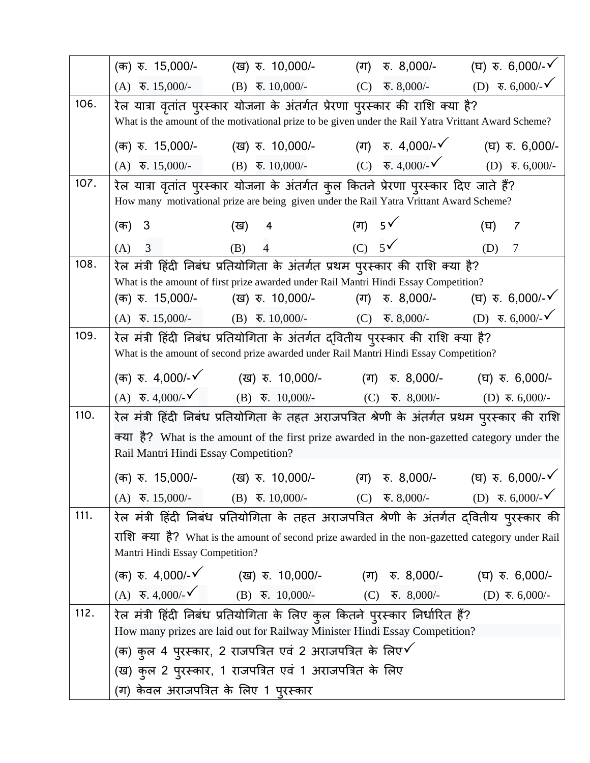| | |
|---|---|
| | (क) रु. 15,000/- (ख) रु. 10,000/- (ग) रु. 8,000/- (घ) रु. 6,000/-✓<br>(A) रु. 15,000/- (B) रु. 10,000/- (C) रु. 8,000/- (D) रु. 6,000/-✓ |
| 106. | रेल यात्रा वृतांत पुरस्कार योजना के अंतर्गत प्रेरणा पुरस्कार की राशि क्या है?<br>What is the amount of the motivational prize to be given under the Rail Yatra Vrittant Award Scheme?<br>(क) रु. 15,000/- (ख) रु. 10,000/- (ग) रु. 4,000/-✓ (घ) रु. 6,000/-<br>(A) रु. 15,000/- (B) रु. 10,000/- (C) रु. 4,000/-✓ (D) रु. 6,000/- |
| 107. | रेल यात्रा वृतांत पुरस्कार योजना के अंतर्गत कुल कितने प्रेरणा पुरस्कार दिए जाते हैं?<br>How many motivational prize are being given under the Rail Yatra Vrittant Award Scheme?<br>(क) 3 (ख) 4 (ग) 5✓ (घ) 7<br>(A) 3 (B) 4 (C) 5✓ (D) 7 |
| 108. | रेल मंत्री हिंदी निबंध प्रतियोगिता के अंतर्गत प्रथम पुरस्कार की राशि क्या है?<br>What is the amount of first prize awarded under Rail Mantri Hindi Essay Competition?<br>(क) रु. 15,000/- (ख) रु. 10,000/- (ग) रु. 8,000/- (घ) रु. 6,000/-✓<br>(A) रु. 15,000/- (B) रु. 10,000/- (C) रु. 8,000/- (D) रु. 6,000/-✓ |
| 109. | रेल मंत्री हिंदी निबंध प्रतियोगिता के अंतर्गत द्वितीय पुरस्कार की राशि क्या है?<br>What is the amount of second prize awarded under Rail Mantri Hindi Essay Competition?<br>(क) रु. 4,000/-✓ (ख) रु. 10,000/- (ग) रु. 8,000/- (घ) रु. 6,000/-<br>(A) रु. 4,000/-✓ (B) रु. 10,000/- (C) रु. 8,000/- (D) रु. 6,000/- |
| 110. | रेल मंत्री हिंदी निबंध प्रतियोगिता के तहत अराजपत्रित श्रेणी के अंतर्गत प्रथम पुरस्कार की राशि क्या है? What is the amount of the first prize awarded in the non-gazetted category under the Rail Mantri Hindi Essay Competition?<br>(क) रु. 15,000/- (ख) रु. 10,000/- (ग) रु. 8,000/- (घ) रु. 6,000/-✓<br>(A) रु. 15,000/- (B) रु. 10,000/- (C) रु. 8,000/- (D) रु. 6,000/-✓ |
| 111. | रेल मंत्री हिंदी निबंध प्रतियोगिता के तहत अराजपत्रित श्रेणी के अंतर्गत द्वितीय पुरस्कार की राशि क्या है? What is the amount of second prize awarded in the non-gazetted category under Rail Mantri Hindi Essay Competition?<br>(क) रु. 4,000/-✓ (ख) रु. 10,000/- (ग) रु. 8,000/- (घ) रु. 6,000/-<br>(A) रु. 4,000/-✓ (B) रु. 10,000/- (C) रु. 8,000/- (D) रु. 6,000/- |
| 112. | रेल मंत्री हिंदी निबंध प्रतियोगिता के लिए कुल कितने पुरस्कार निर्धारित हैं?<br>How many prizes are laid out for Railway Minister Hindi Essay Competition?<br>(क) कुल 4 पुरस्कार, 2 राजपत्रित एवं 2 अराजपत्रित के लिए✓<br>(ख) कुल 2 पुरस्कार, 1 राजपत्रित एवं 1 अराजपत्रित के लिए<br>(ग) केवल अराजपत्रित के लिए 1 पुरस्कार |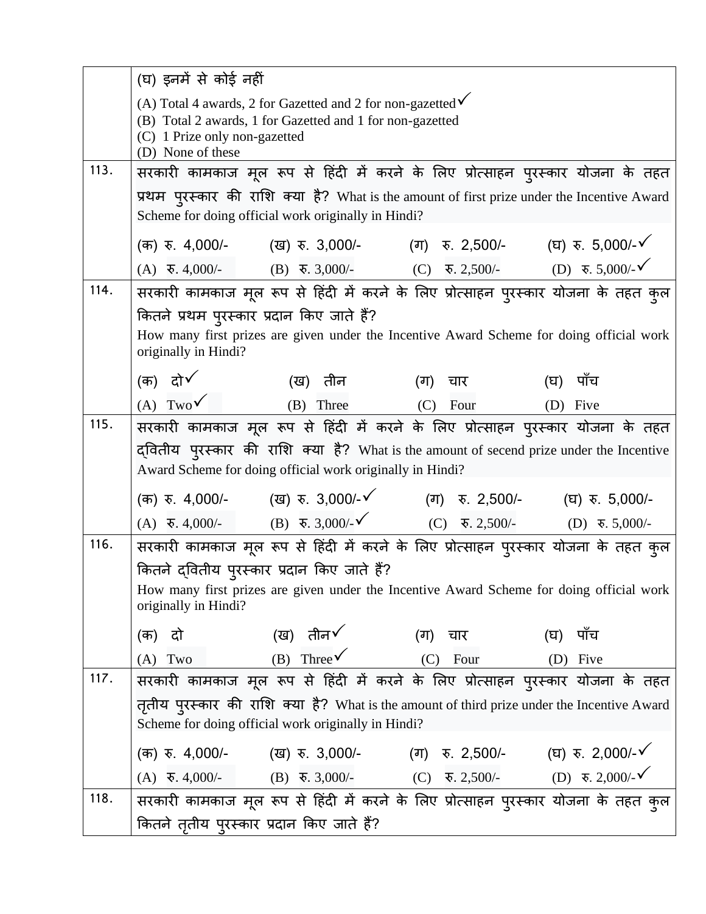| | |
|---|---|
| | (घ) इनमें से कोई नहीं<br>(A) Total 4 awards, 2 for Gazetted and 2 for non-gazetted✓<br>(B) Total 2 awards, 1 for Gazetted and 1 for non-gazetted<br>(C) 1 Prize only non-gazetted<br>(D) None of these |
| 113. | सरकारी कामकाज मूल रूप से हिंदी में करने के लिए प्रोत्साहन पुरस्कार योजना के तहत प्रथम पुरस्कार की राशि क्या है? What is the amount of first prize under the Incentive Award Scheme for doing official work originally in Hindi?<br>(क) रु. 4,000/- (ख) रु. 3,000/- (ग) रु. 2,500/- (घ) रु. 5,000/-✓<br>(A) रु. 4,000/- (B) रु. 3,000/- (C) रु. 2,500/- (D) रु. 5,000/-✓ |
| 114. | सरकारी कामकाज मूल रूप से हिंदी में करने के लिए प्रोत्साहन पुरस्कार योजना के तहत कुल कितने प्रथम पुरस्कार प्रदान किए जाते हैं?<br>How many first prizes are given under the Incentive Award Scheme for doing official work originally in Hindi?<br>(क) दो✓ (ख) तीन (ग) चार (घ) पाँच<br>(A) Two✓ (B) Three (C) Four (D) Five |
| 115. | सरकारी कामकाज मूल रूप से हिंदी में करने के लिए प्रोत्साहन पुरस्कार योजना के तहत द्वितीय पुरस्कार की राशि क्या है? What is the amount of secend prize under the Incentive Award Scheme for doing official work originally in Hindi?<br>(क) रु. 4,000/- (ख) रु. 3,000/-✓ (ग) रु. 2,500/- (घ) रु. 5,000/-<br>(A) रु. 4,000/- (B) रु. 3,000/-✓ (C) रु. 2,500/- (D) रु. 5,000/- |
| 116. | सरकारी कामकाज मूल रूप से हिंदी में करने के लिए प्रोत्साहन पुरस्कार योजना के तहत कुल कितने द्वितीय पुरस्कार प्रदान किए जाते हैं?<br>How many first prizes are given under the Incentive Award Scheme for doing official work originally in Hindi?<br>(क) दो (ख) तीन✓ (ग) चार (घ) पाँच<br>(A) Two (B) Three✓ (C) Four (D) Five |
| 117. | सरकारी कामकाज मूल रूप से हिंदी में करने के लिए प्रोत्साहन पुरस्कार योजना के तहत तृतीय पुरस्कार की राशि क्या है? What is the amount of third prize under the Incentive Award Scheme for doing official work originally in Hindi?<br>(क) रु. 4,000/- (ख) रु. 3,000/- (ग) रु. 2,500/- (घ) रु. 2,000/-✓<br>(A) रु. 4,000/- (B) रु. 3,000/- (C) रु. 2,500/- (D) रु. 2,000/-✓ |
| 118. | सरकारी कामकाज मूल रूप से हिंदी में करने के लिए प्रोत्साहन पुरस्कार योजना के तहत कुल कितने तृतीय पुरस्कार प्रदान किए जाते हैं? |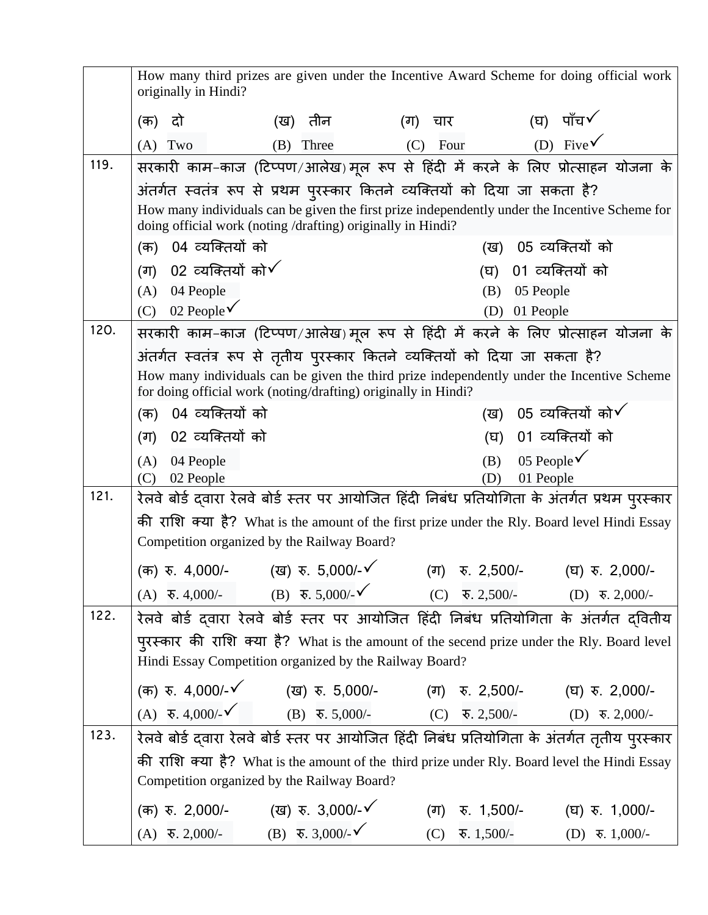| | |
|---|---|
| | How many third prizes are given under the Incentive Award Scheme for doing official work originally in Hindi?<br>(क) दो (ख) तीन (ग) चार (घ) पाँच✓<br>(A) Two (B) Three (C) Four (D) Five✓ |
| 119. | सरकारी काम-काज (टिप्पण/आलेख) मूल रूप से हिंदी में करने के लिए प्रोत्साहन योजना के अंतर्गत स्वतंत्र रूप से प्रथम पुरस्कार कितने व्यक्तियों को दिया जा सकता है?<br>How many individuals can be given the first prize independently under the Incentive Scheme for doing official work (noting /drafting) originally in Hindi?<br>(क) 04 व्यक्तियों को (ख) 05 व्यक्तियों को<br>(ग) 02 व्यक्तियों को✓ (घ) 01 व्यक्तियों को<br>(A) 04 People (B) 05 People<br>(C) 02 People✓ (D) 01 People |
| 120. | सरकारी काम-काज (टिप्पण/आलेख) मूल रूप से हिंदी में करने के लिए प्रोत्साहन योजना के अंतर्गत स्वतंत्र रूप से तृतीय पुरस्कार कितने व्यक्तियों को दिया जा सकता है?<br>How many individuals can be given the third prize independently under the Incentive Scheme for doing official work (noting/drafting) originally in Hindi?<br>(क) 04 व्यक्तियों को (ख) 05 व्यक्तियों को✓<br>(ग) 02 व्यक्तियों को (घ) 01 व्यक्तियों को<br>(A) 04 People (B) 05 People✓<br>(C) 02 People (D) 01 People |
| 121. | रेलवे बोर्ड द्वारा रेलवे बोर्ड स्तर पर आयोजित हिंदी निबंध प्रतियोगिता के अंतर्गत प्रथम पुरस्कार की राशि क्या है? What is the amount of the first prize under the Rly. Board level Hindi Essay Competition organized by the Railway Board?<br>(क) रु. 4,000/- (ख) रु. 5,000/-✓ (ग) रु. 2,500/- (घ) रु. 2,000/-<br>(A) रु. 4,000/- (B) रु. 5,000/-✓ (C) रु. 2,500/- (D) रु. 2,000/- |
| 122. | रेलवे बोर्ड द्वारा रेलवे बोर्ड स्तर पर आयोजित हिंदी निबंध प्रतियोगिता के अंतर्गत द्वितीय पुरस्कार की राशि क्या है? What is the amount of the secend prize under the Rly. Board level Hindi Essay Competition organized by the Railway Board?<br>(क) रु. 4,000/-✓ (ख) रु. 5,000/- (ग) रु. 2,500/- (घ) रु. 2,000/-<br>(A) रु. 4,000/-✓ (B) रु. 5,000/- (C) रु. 2,500/- (D) रु. 2,000/- |
| 123. | रेलवे बोर्ड द्वारा रेलवे बोर्ड स्तर पर आयोजित हिंदी निबंध प्रतियोगिता के अंतर्गत तृतीय पुरस्कार की राशि क्या है? What is the amount of the third prize under Rly. Board level the Hindi Essay Competition organized by the Railway Board?<br>(क) रु. 2,000/- (ख) रु. 3,000/-✓ (ग) रु. 1,500/- (घ) रु. 1,000/-<br>(A) रु. 2,000/- (B) रु. 3,000/-✓ (C) रु. 1,500/- (D) रु. 1,000/- |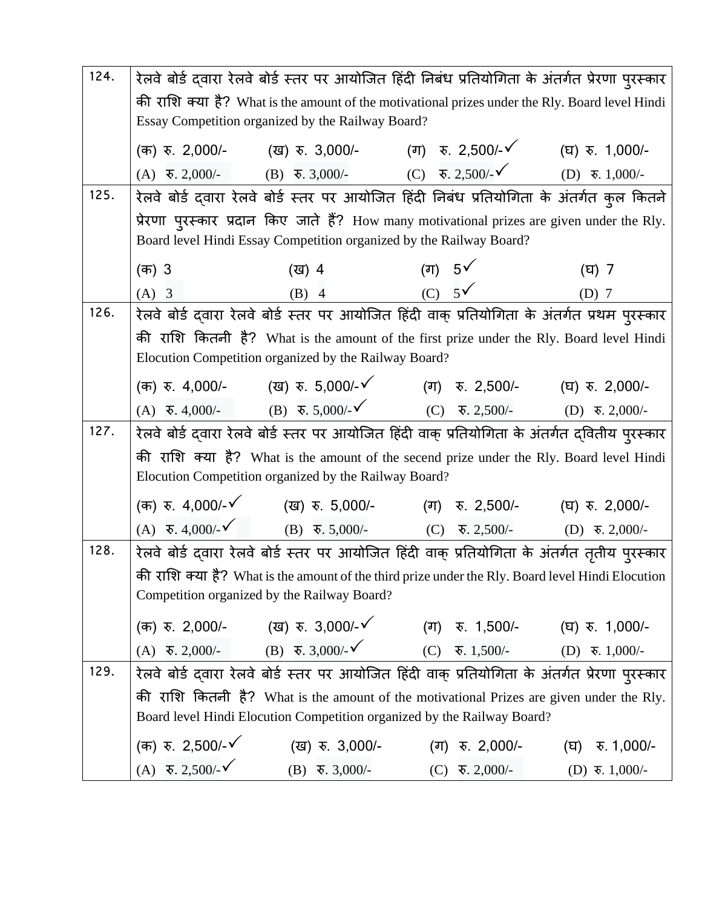| | |
|---|---|
| 124. | रेलवे बोर्ड द्वारा रेलवे बोर्ड स्तर पर आयोजित हिंदी निबंध प्रतियोगिता के अंतर्गत प्रेरणा पुरस्कार की राशि क्या है? What is the amount of the motivational prizes under the Rly. Board level Hindi Essay Competition organized by the Railway Board?<br>(क) रु. 2,000/- (ख) रु. 3,000/- (ग) रु. 2,500/-✓ (घ) रु. 1,000/-<br>(A) रु. 2,000/- (B) रु. 3,000/- (C) रु. 2,500/-✓ (D) रु. 1,000/- |
| 125. | रेलवे बोर्ड द्वारा रेलवे बोर्ड स्तर पर आयोजित हिंदी निबंध प्रतियोगिता के अंतर्गत कुल कितने प्रेरणा पुरस्कार प्रदान किए जाते हैं? How many motivational prizes are given under the Rly. Board level Hindi Essay Competition organized by the Railway Board?<br>(क) 3 (ख) 4 (ग) 5✓ (घ) 7<br>(A) 3 (B) 4 (C) 5✓ (D) 7 |
| 126. | रेलवे बोर्ड द्वारा रेलवे बोर्ड स्तर पर आयोजित हिंदी वाक् प्रतियोगिता के अंतर्गत प्रथम पुरस्कार की राशि कितनी है? What is the amount of the first prize under the Rly. Board level Hindi Elocution Competition organized by the Railway Board?<br>(क) रु. 4,000/- (ख) रु. 5,000/-✓ (ग) रु. 2,500/- (घ) रु. 2,000/-<br>(A) रु. 4,000/- (B) रु. 5,000/-✓ (C) रु. 2,500/- (D) रु. 2,000/- |
| 127. | रेलवे बोर्ड द्वारा रेलवे बोर्ड स्तर पर आयोजित हिंदी वाक् प्रतियोगिता के अंतर्गत द्वितीय पुरस्कार की राशि क्या है? What is the amount of the secend prize under the Rly. Board level Hindi Elocution Competition organized by the Railway Board?<br>(क) रु. 4,000/-✓ (ख) रु. 5,000/- (ग) रु. 2,500/- (घ) रु. 2,000/-<br>(A) रु. 4,000/-✓ (B) रु. 5,000/- (C) रु. 2,500/- (D) रु. 2,000/- |
| 128. | रेलवे बोर्ड द्वारा रेलवे बोर्ड स्तर पर आयोजित हिंदी वाक् प्रतियोगिता के अंतर्गत तृतीय पुरस्कार की राशि क्या है? What is the amount of the third prize under the Rly. Board level Hindi Elocution Competition organized by the Railway Board?<br>(क) रु. 2,000/- (ख) रु. 3,000/-✓ (ग) रु. 1,500/- (घ) रु. 1,000/-<br>(A) रु. 2,000/- (B) रु. 3,000/-✓ (C) रु. 1,500/- (D) रु. 1,000/- |
| 129. | रेलवे बोर्ड द्वारा रेलवे बोर्ड स्तर पर आयोजित हिंदी वाक् प्रतियोगिता के अंतर्गत प्रेरणा पुरस्कार की राशि कितनी है? What is the amount of the motivational Prizes are given under the Rly. Board level Hindi Elocution Competition organized by the Railway Board?<br>(क) रु. 2,500/-✓ (ख) रु. 3,000/- (ग) रु. 2,000/- (घ) रु. 1,000/-<br>(A) रु. 2,500/-✓ (B) रु. 3,000/- (C) रु. 2,000/- (D) रु. 1,000/- |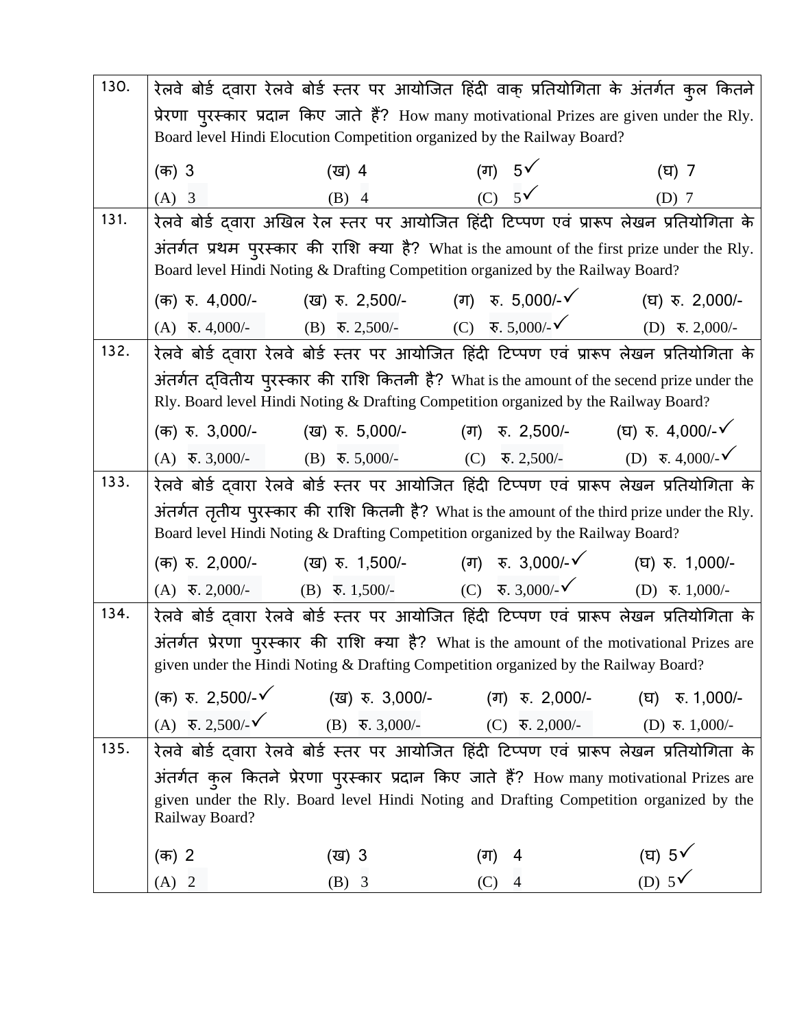| | |
|---|---|
| 130. | रेलवे बोर्ड द्वारा रेलवे बोर्ड स्तर पर आयोजित हिंदी वाक् प्रतियोगिता के अंतर्गत कुल कितने प्रेरणा पुरस्कार प्रदान किए जाते हैं? How many motivational Prizes are given under the Rly. Board level Hindi Elocution Competition organized by the Railway Board?<br><br>(क) 3 (ख) 4 (ग) 5✓ (घ) 7<br>(A) 3 (B) 4 (C) 5✓ (D) 7 |
| 131. | रेलवे बोर्ड द्वारा अखिल रेल स्तर पर आयोजित हिंदी टिप्पण एवं प्रारूप लेखन प्रतियोगिता के अंतर्गत प्रथम पुरस्कार की राशि क्या है? What is the amount of the first prize under the Rly. Board level Hindi Noting & Drafting Competition organized by the Railway Board?<br><br>(क) रु. 4,000/- (ख) रु. 2,500/- (ग) रु. 5,000/-✓ (घ) रु. 2,000/-<br>(A) रु. 4,000/- (B) रु. 2,500/- (C) रु. 5,000/-✓ (D) रु. 2,000/- |
| 132. | रेलवे बोर्ड द्वारा रेलवे बोर्ड स्तर पर आयोजित हिंदी टिप्पण एवं प्रारूप लेखन प्रतियोगिता के अंतर्गत द्वितीय पुरस्कार की राशि कितनी है? What is the amount of the second prize under the Rly. Board level Hindi Noting & Drafting Competition organized by the Railway Board?<br><br>(क) रु. 3,000/- (ख) रु. 5,000/- (ग) रु. 2,500/- (घ) रु. 4,000/-✓<br>(A) रु. 3,000/- (B) रु. 5,000/- (C) रु. 2,500/- (D) रु. 4,000/-✓ |
| 133. | रेलवे बोर्ड द्वारा रेलवे बोर्ड स्तर पर आयोजित हिंदी टिप्पण एवं प्रारूप लेखन प्रतियोगिता के अंतर्गत तृतीय पुरस्कार की राशि कितनी है? What is the amount of the third prize under the Rly. Board level Hindi Noting & Drafting Competition organized by the Railway Board?<br><br>(क) रु. 2,000/- (ख) रु. 1,500/- (ग) रु. 3,000/-✓ (घ) रु. 1,000/-<br>(A) रु. 2,000/- (B) रु. 1,500/- (C) रु. 3,000/-✓ (D) रु. 1,000/- |
| 134. | रेलवे बोर्ड द्वारा रेलवे बोर्ड स्तर पर आयोजित हिंदी टिप्पण एवं प्रारूप लेखन प्रतियोगिता के अंतर्गत प्रेरणा पुरस्कार की राशि क्या है? What is the amount of the motivational Prizes are given under the Hindi Noting & Drafting Competition organized by the Railway Board?<br><br>(क) रु. 2,500/-✓ (ख) रु. 3,000/- (ग) रु. 2,000/- (घ) रु. 1,000/-<br>(A) रु. 2,500/-✓ (B) रु. 3,000/- (C) रु. 2,000/- (D) रु. 1,000/- |
| 135. | रेलवे बोर्ड द्वारा रेलवे बोर्ड स्तर पर आयोजित हिंदी टिप्पण एवं प्रारूप लेखन प्रतियोगिता के अंतर्गत कुल कितने प्रेरणा पुरस्कार प्रदान किए जाते हैं? How many motivational Prizes are given under the Rly. Board level Hindi Noting and Drafting Competition organized by the Railway Board?<br><br>(क) 2 (ख) 3 (ग) 4 (घ) 5✓<br>(A) 2 (B) 3 (C) 4 (D) 5✓ |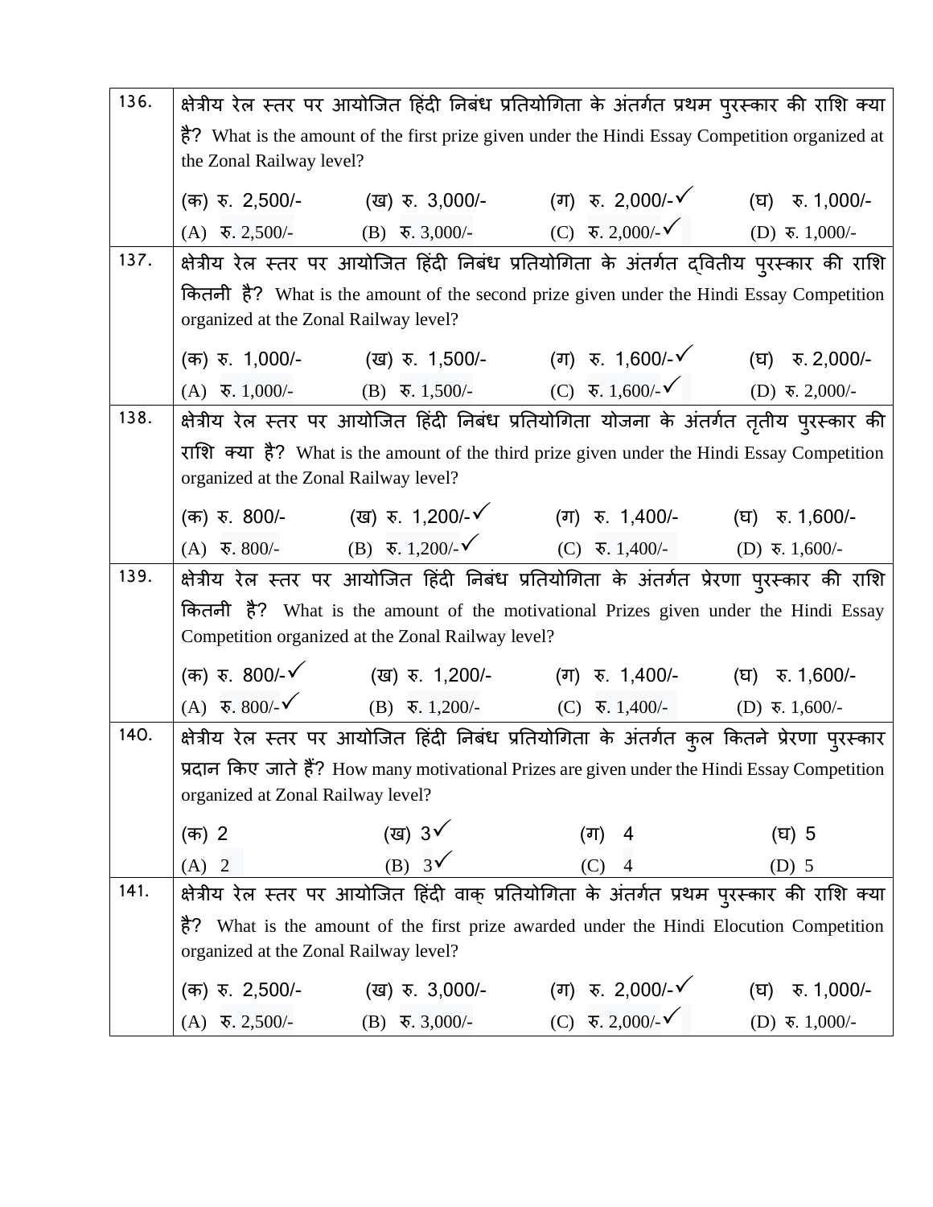| 136. | क्षेत्रीय रेल स्तर पर आयोजित हिंदी निबंध प्रतियोगिता के अंतर्गत प्रथम पुरस्कार की राशि क्या है? What is the amount of the first prize given under the Hindi Essay Competition organized at the Zonal Railway level?<br>(क) रु. 2,500/- (ख) रु. 3,000/- (ग) रु. 2,000/-✓ (घ) रु. 1,000/-<br>(A) रु. 2,500/- (B) रु. 3,000/- (C) रु. 2,000/-✓ (D) रु. 1,000/- |
|---|---|
| 137. | क्षेत्रीय रेल स्तर पर आयोजित हिंदी निबंध प्रतियोगिता के अंतर्गत द्वितीय पुरस्कार की राशि कितनी है? What is the amount of the second prize given under the Hindi Essay Competition organized at the Zonal Railway level?<br>(क) रु. 1,000/- (ख) रु. 1,500/- (ग) रु. 1,600/-✓ (घ) रु. 2,000/-<br>(A) रु. 1,000/- (B) रु. 1,500/- (C) रु. 1,600/-✓ (D) रु. 2,000/- |
| 138. | क्षेत्रीय रेल स्तर पर आयोजित हिंदी निबंध प्रतियोगिता योजना के अंतर्गत तृतीय पुरस्कार की राशि क्या है? What is the amount of the third prize given under the Hindi Essay Competition organized at the Zonal Railway level?<br>(क) रु. 800/- (ख) रु. 1,200/-✓ (ग) रु. 1,400/- (घ) रु. 1,600/-<br>(A) रु. 800/- (B) रु. 1,200/-✓ (C) रु. 1,400/- (D) रु. 1,600/- |
| 139. | क्षेत्रीय रेल स्तर पर आयोजित हिंदी निबंध प्रतियोगिता के अंतर्गत प्रेरणा पुरस्कार की राशि कितनी है? What is the amount of the motivational Prizes given under the Hindi Essay Competition organized at the Zonal Railway level?<br>(क) रु. 800/-✓ (ख) रु. 1,200/- (ग) रु. 1,400/- (घ) रु. 1,600/-<br>(A) रु. 800/-✓ (B) रु. 1,200/- (C) रु. 1,400/- (D) रु. 1,600/- |
| 140. | क्षेत्रीय रेल स्तर पर आयोजित हिंदी निबंध प्रतियोगिता के अंतर्गत कुल कितने प्रेरणा पुरस्कार प्रदान किए जाते हैं? How many motivational Prizes are given under the Hindi Essay Competition organized at Zonal Railway level?<br>(क) 2 (ख) 3✓ (ग) 4 (घ) 5<br>(A) 2 (B) 3✓ (C) 4 (D) 5 |
| 141. | क्षेत्रीय रेल स्तर पर आयोजित हिंदी वाक् प्रतियोगिता के अंतर्गत प्रथम पुरस्कार की राशि क्या है? What is the amount of the first prize awarded under the Hindi Elocution Competition organized at the Zonal Railway level?<br>(क) रु. 2,500/- (ख) रु. 3,000/- (ग) रु. 2,000/-✓ (घ) रु. 1,000/-<br>(A) रु. 2,500/- (B) रु. 3,000/- (C) रु. 2,000/-✓ (D) रु. 1,000/- |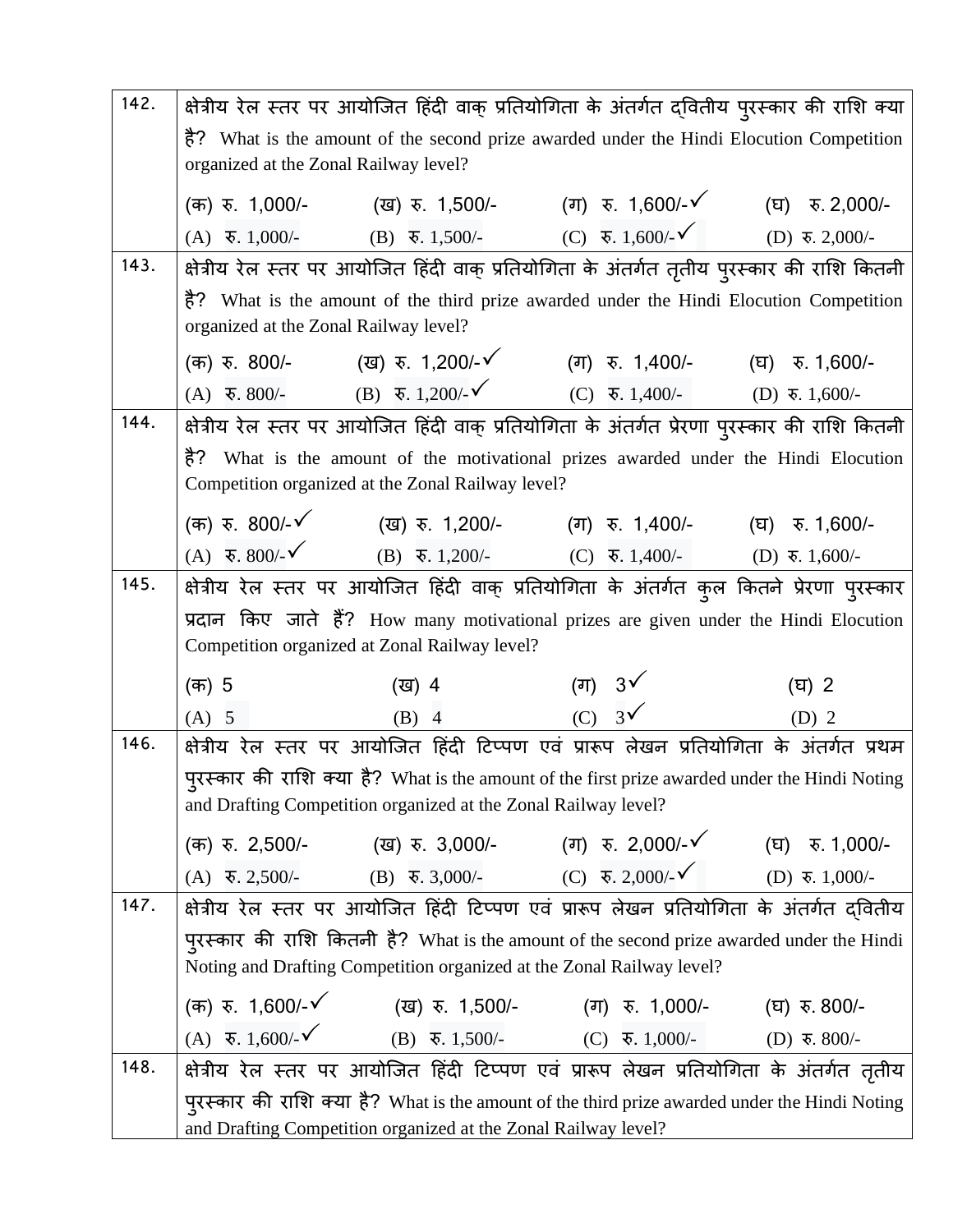| | |
|---|---|
| 142. | क्षेत्रीय रेल स्तर पर आयोजित हिंदी वाक् प्रतियोगिता के अंतर्गत द्वितीय पुरस्कार की राशि क्या है? What is the amount of the second prize awarded under the Hindi Elocution Competition organized at the Zonal Railway level?<br>(क) रु. 1,000/- (ख) रु. 1,500/- (ग) रु. 1,600/-✓ (घ) रु. 2,000/-<br>(A) रु. 1,000/- (B) रु. 1,500/- (C) रु. 1,600/-✓ (D) रु. 2,000/- |
| 143. | क्षेत्रीय रेल स्तर पर आयोजित हिंदी वाक् प्रतियोगिता के अंतर्गत तृतीय पुरस्कार की राशि कितनी है? What is the amount of the third prize awarded under the Hindi Elocution Competition organized at the Zonal Railway level?<br>(क) रु. 800/- (ख) रु. 1,200/-✓ (ग) रु. 1,400/- (घ) रु. 1,600/-<br>(A) रु. 800/- (B) रु. 1,200/-✓ (C) रु. 1,400/- (D) रु. 1,600/- |
| 144. | क्षेत्रीय रेल स्तर पर आयोजित हिंदी वाक् प्रतियोगिता के अंतर्गत प्रेरणा पुरस्कार की राशि कितनी है? What is the amount of the motivational prizes awarded under the Hindi Elocution Competition organized at the Zonal Railway level?<br>(क) रु. 800/-✓ (ख) रु. 1,200/- (ग) रु. 1,400/- (घ) रु. 1,600/-<br>(A) रु. 800/-✓ (B) रु. 1,200/- (C) रु. 1,400/- (D) रु. 1,600/- |
| 145. | क्षेत्रीय रेल स्तर पर आयोजित हिंदी वाक् प्रतियोगिता के अंतर्गत कुल कितने प्रेरणा पुरस्कार प्रदान किए जाते हैं? How many motivational prizes are given under the Hindi Elocution Competition organized at Zonal Railway level?<br>(क) 5 (ख) 4 (ग) 3✓ (घ) 2<br>(A) 5 (B) 4 (C) 3✓ (D) 2 |
| 146. | क्षेत्रीय रेल स्तर पर आयोजित हिंदी टिप्पण एवं प्रारूप लेखन प्रतियोगिता के अंतर्गत प्रथम पुरस्कार की राशि क्या है? What is the amount of the first prize awarded under the Hindi Noting and Drafting Competition organized at the Zonal Railway level?<br>(क) रु. 2,500/- (ख) रु. 3,000/- (ग) रु. 2,000/-✓ (घ) रु. 1,000/-<br>(A) रु. 2,500/- (B) रु. 3,000/- (C) रु. 2,000/-✓ (D) रु. 1,000/- |
| 147. | क्षेत्रीय रेल स्तर पर आयोजित हिंदी टिप्पण एवं प्रारूप लेखन प्रतियोगिता के अंतर्गत द्वितीय पुरस्कार की राशि कितनी है? What is the amount of the second prize awarded under the Hindi Noting and Drafting Competition organized at the Zonal Railway level?<br>(क) रु. 1,600/-✓ (ख) रु. 1,500/- (ग) रु. 1,000/- (घ) रु. 800/-<br>(A) रु. 1,600/-✓ (B) रु. 1,500/- (C) रु. 1,000/- (D) रु. 800/- |
| 148. | क्षेत्रीय रेल स्तर पर आयोजित हिंदी टिप्पण एवं प्रारूप लेखन प्रतियोगिता के अंतर्गत तृतीय पुरस्कार की राशि क्या है? What is the amount of the third prize awarded under the Hindi Noting and Drafting Competition organized at the Zonal Railway level? |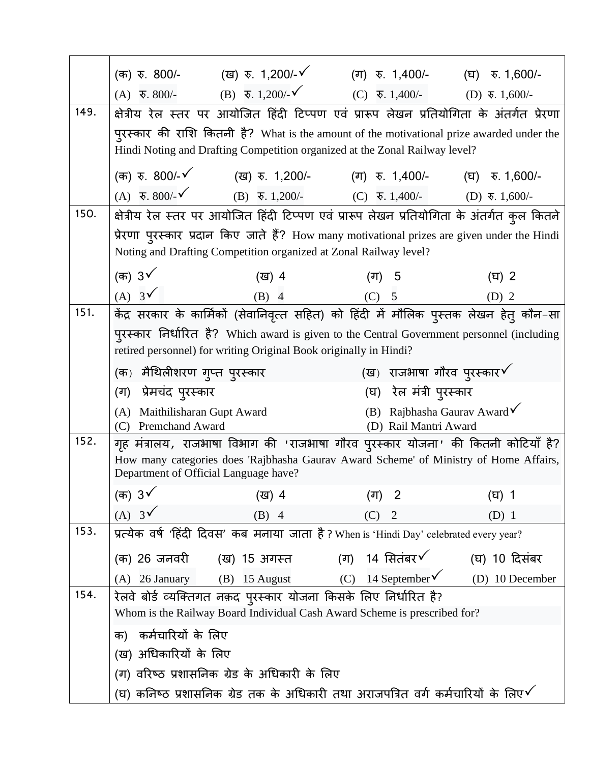| | |
|---|---|
| | (क) रु. 800/- (ख) रु. 1,200/-✓ (ग) रु. 1,400/- (घ) रु. 1,600/-<br>(A) रु. 800/- (B) रु. 1,200/-✓ (C) रु. 1,400/- (D) रु. 1,600/- |
| 149. | क्षेत्रीय रेल स्तर पर आयोजित हिंदी टिप्पण एवं प्रारूप लेखन प्रतियोगिता के अंतर्गत प्रेरणा पुरस्कार की राशि कितनी है? What is the amount of the motivational prize awarded under the Hindi Noting and Drafting Competition organized at the Zonal Railway level?<br>(क) रु. 800/-✓ (ख) रु. 1,200/- (ग) रु. 1,400/- (घ) रु. 1,600/-<br>(A) रु. 800/-✓ (B) रु. 1,200/- (C) रु. 1,400/- (D) रु. 1,600/- |
| 150. | क्षेत्रीय रेल स्तर पर आयोजित हिंदी टिप्पण एवं प्रारूप लेखन प्रतियोगिता के अंतर्गत कुल कितने प्रेरणा पुरस्कार प्रदान किए जाते हैं? How many motivational prizes are given under the Hindi Noting and Drafting Competition organized at Zonal Railway level?<br>(क) 3✓ (ख) 4 (ग) 5 (घ) 2<br>(A) 3✓ (B) 4 (C) 5 (D) 2 |
| 151. | केंद्र सरकार के कार्मिकों (सेवानिवृत्त सहित) को हिंदी में मौलिक पुस्तक लेखन हेतु कौन-सा पुरस्कार निर्धारित है? Which award is given to the Central Government personnel (including retired personnel) for writing Original Book originally in Hindi?<br>(क) मैथिलीशरण गुप्त पुरस्कार (ख) राजभाषा गौरव पुरस्कार✓<br>(ग) प्रेमचंद पुरस्कार (घ) रेल मंत्री पुरस्कार<br>(A) Maithilisharan Gupt Award (B) Rajbhasha Gaurav Award✓<br>(C) Premchand Award (D) Rail Mantri Award |
| 152. | गृह मंत्रालय, राजभाषा विभाग की 'राजभाषा गौरव पुरस्कार योजना' की कितनी कोटियाँ है? How many categories does 'Rajbhasha Gaurav Award Scheme' of Ministry of Home Affairs, Department of Official Language have?<br>(क) 3✓ (ख) 4 (ग) 2 (घ) 1<br>(A) 3✓ (B) 4 (C) 2 (D) 1 |
| 153. | प्रत्येक वर्ष 'हिंदी दिवस' कब मनाया जाता है? When is 'Hindi Day' celebrated every year?<br>(क) 26 जनवरी (ख) 15 अगस्त (ग) 14 सितंबर✓ (घ) 10 दिसंबर<br>(A) 26 January (B) 15 August (C) 14 September✓ (D) 10 December |
| 154. | रेलवे बोर्ड व्यक्तिगत नक़द पुरस्कार योजना किसके लिए निर्धारित है?<br>Whom is the Railway Board Individual Cash Award Scheme is prescribed for?<br>क) कर्मचारियों के लिए<br>(ख) अधिकारियों के लिए<br>(ग) वरिष्ठ प्रशासनिक ग्रेड के अधिकारी के लिए<br>(घ) कनिष्ठ प्रशासनिक ग्रेड तक के अधिकारी तथा अराजपत्रित वर्ग कर्मचारियों के लिए✓ |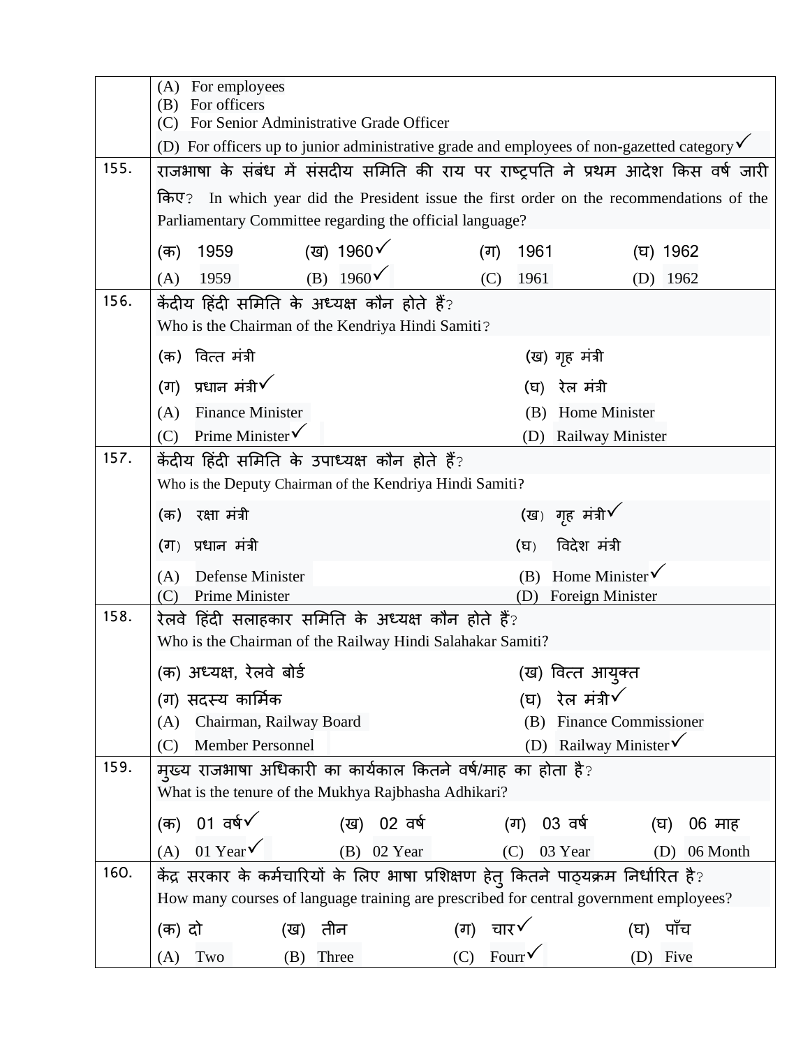| | |
|---|---|
| | (A) For employees<br>(B) For officers<br>(C) For Senior Administrative Grade Officer<br>(D) For officers up to junior administrative grade and employees of non-gazetted category✓ |
| 155. | राजभाषा के संबंध में संसदीय समिति की राय पर राष्ट्रपति ने प्रथम आदेश किस वर्ष जारी किए? In which year did the President issue the first order on the recommendations of the Parliamentary Committee regarding the official language?<br>(क) 1959 (ख) 1960✓ (ग) 1961 (घ) 1962<br>(A) 1959 (B) 1960✓ (C) 1961 (D) 1962 |
| 156. | केंदीय हिंदी समिति के अध्यक्ष कौन होते हैं?<br>Who is the Chairman of the Kendriya Hindi Samiti?<br>(क) वित्त मंत्री (ख) गृह मंत्री<br>(ग) प्रधान मंत्री✓ (घ) रेल मंत्री<br>(A) Finance Minister (B) Home Minister<br>(C) Prime Minister✓ (D) Railway Minister |
| 157. | केंदीय हिंदी समिति के उपाध्यक्ष कौन होते हैं?<br>Who is the Deputy Chairman of the Kendriya Hindi Samiti?<br>(क) रक्षा मंत्री (ख) गृह मंत्री✓<br>(ग) प्रधान मंत्री (घ) विदेश मंत्री<br>(A) Defense Minister (B) Home Minister✓<br>(C) Prime Minister (D) Foreign Minister |
| 158. | रेलवे हिंदी सलाहकार समिति के अध्यक्ष कौन होते हैं?<br>Who is the Chairman of the Railway Hindi Salahakar Samiti?<br>(क) अध्यक्ष, रेलवे बोर्ड (ख) वित्त आयुक्त<br>(ग) सदस्य कार्मिक (घ) रेल मंत्री✓<br>(A) Chairman, Railway Board (B) Finance Commissioner<br>(C) Member Personnel (D) Railway Minister✓ |
| 159. | मुख्य राजभाषा अधिकारी का कार्यकाल कितने वर्ष/माह का होता है?<br>What is the tenure of the Mukhya Rajbhasha Adhikari?<br>(क) 01 वर्ष✓ (ख) 02 वर्ष (ग) 03 वर्ष (घ) 06 माह<br>(A) 01 Year✓ (B) 02 Year (C) 03 Year (D) 06 Month |
| 160. | केंद्र सरकार के कर्मचारियों के लिए भाषा प्रशिक्षण हेतु कितने पाठ्यक्रम निर्धारित है?<br>How many courses of language training are prescribed for central government employees?<br>(क) दो (ख) तीन (ग) चार✓ (घ) पाँच<br>(A) Two (B) Three (C) Fourr✓ (D) Five |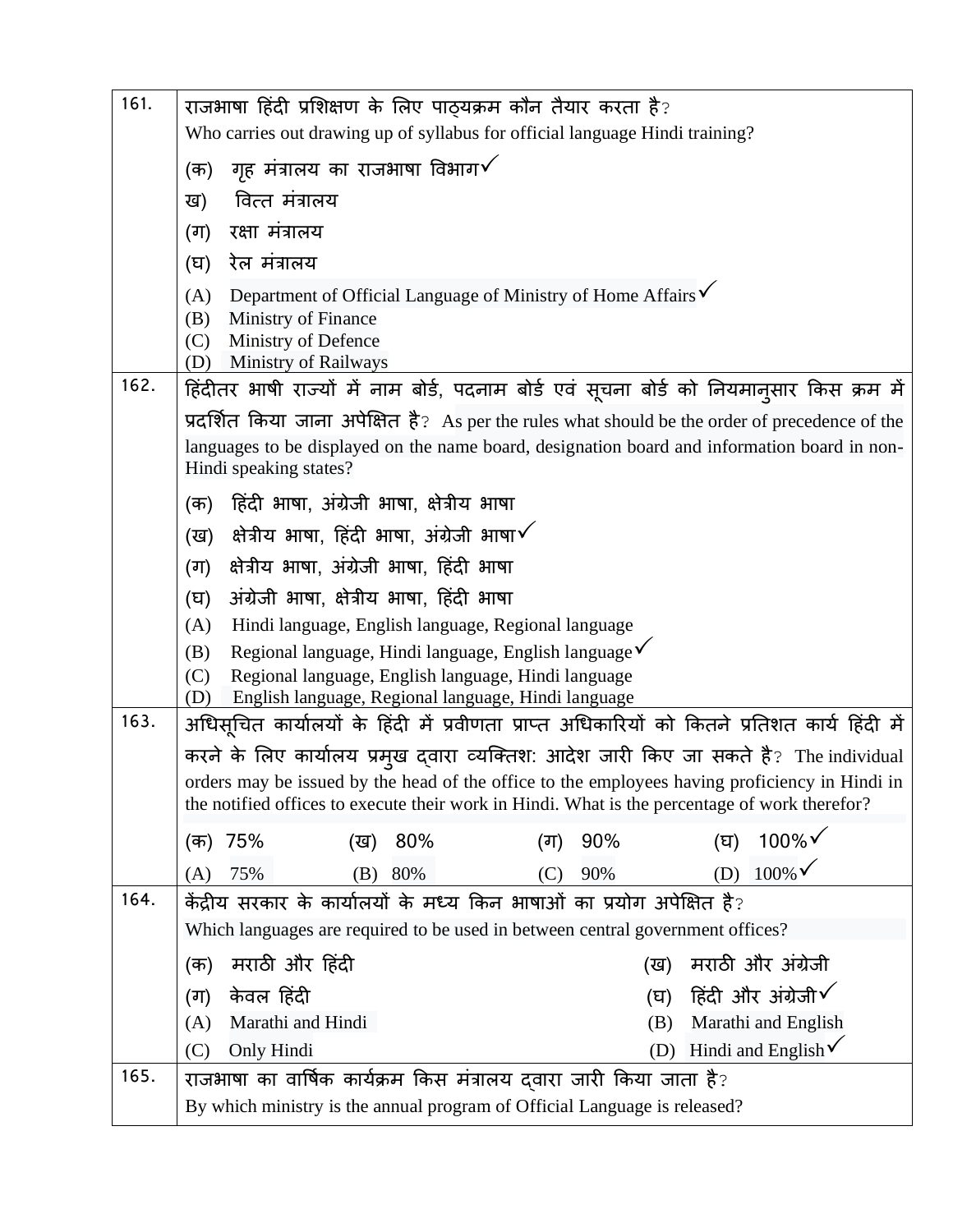| | |
|---|---|
| 161. | राजभाषा हिंदी प्रशिक्षण के लिए पाठ्यक्रम कौन तैयार करता है?<br>Who carries out drawing up of syllabus for official language Hindi training?<br>(क) गृह मंत्रालय का राजभाषा विभाग✓<br>ख) वित्त मंत्रालय<br>(ग) रक्षा मंत्रालय<br>(घ) रेल मंत्रालय<br>(A) Department of Official Language of Ministry of Home Affairs✓<br>(B) Ministry of Finance<br>(C) Ministry of Defence<br>(D) Ministry of Railways |
| 162. | हिंदीतर भाषी राज्यों में नाम बोर्ड, पदनाम बोर्ड एवं सूचना बोर्ड को नियमानुसार किस क्रम में प्रदर्शित किया जाना अपेक्षित है? As per the rules what should be the order of precedence of the languages to be displayed on the name board, designation board and information board in non-Hindi speaking states?<br>(क) हिंदी भाषा, अंग्रेजी भाषा, क्षेत्रीय भाषा<br>(ख) क्षेत्रीय भाषा, हिंदी भाषा, अंग्रेजी भाषा✓<br>(ग) क्षेत्रीय भाषा, अंग्रेजी भाषा, हिंदी भाषा<br>(घ) अंग्रेजी भाषा, क्षेत्रीय भाषा, हिंदी भाषा<br>(A) Hindi language, English language, Regional language<br>(B) Regional language, Hindi language, English language✓<br>(C) Regional language, English language, Hindi language<br>(D) English language, Regional language, Hindi language |
| 163. | अधिसूचित कार्यालयों के हिंदी में प्रवीणता प्राप्त अधिकारियों को कितने प्रतिशत कार्य हिंदी में करने के लिए कार्यालय प्रमुख द्वारा व्यक्तिश: आदेश जारी किए जा सकते है? The individual orders may be issued by the head of the office to the employees having proficiency in Hindi in the notified offices to execute their work in Hindi. What is the percentage of work therefor?<br>(क) 75% (ख) 80% (ग) 90% (घ) 100%✓<br>(A) 75% (B) 80% (C) 90% (D) 100%✓ |
| 164. | केंद्रीय सरकार के कार्यालयों के मध्य किन भाषाओं का प्रयोग अपेक्षित है?<br>Which languages are required to be used in between central government offices?<br>(क) मराठी और हिंदी (ख) मराठी और अंग्रेजी<br>(ग) केवल हिंदी (घ) हिंदी और अंग्रेजी✓<br>(A) Marathi and Hindi (B) Marathi and English<br>(C) Only Hindi (D) Hindi and English✓ |
| 165. | राजभाषा का वार्षिक कार्यक्रम किस मंत्रालय द्वारा जारी किया जाता है?<br>By which ministry is the annual program of Official Language is released? |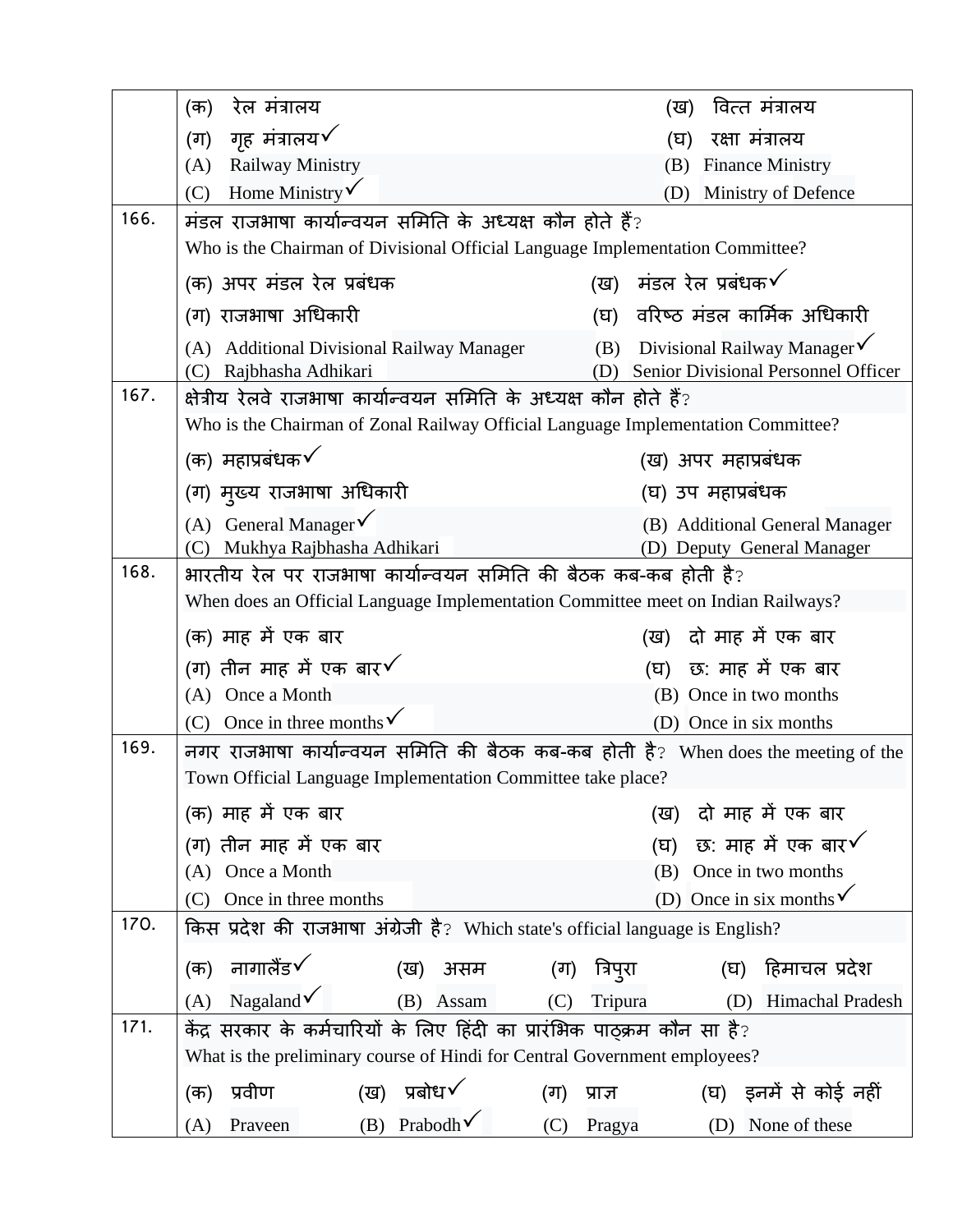| | |
|---|---|
| | (क) रेल मंत्रालय (ख) वित्त मंत्रालय<br>(ग) गृह मंत्रालय✓ (घ) रक्षा मंत्रालय<br>(A) Railway Ministry (B) Finance Ministry<br>(C) Home Ministry✓ (D) Ministry of Defence |
| 166. | मंडल राजभाषा कार्यान्वयन समिति के अध्यक्ष कौन होते हैं?<br>Who is the Chairman of Divisional Official Language Implementation Committee?<br>(क) अपर मंडल रेल प्रबंधक (ख) मंडल रेल प्रबंधक✓<br>(ग) राजभाषा अधिकारी (घ) वरिष्ठ मंडल कार्मिक अधिकारी<br>(A) Additional Divisional Railway Manager (B) Divisional Railway Manager✓<br>(C) Rajbhasha Adhikari (D) Senior Divisional Personnel Officer |
| 167. | क्षेत्रीय रेलवे राजभाषा कार्यान्वयन समिति के अध्यक्ष कौन होते हैं?<br>Who is the Chairman of Zonal Railway Official Language Implementation Committee?<br>(क) महाप्रबंधक✓ (ख) अपर महाप्रबंधक<br>(ग) मुख्य राजभाषा अधिकारी (घ) उप महाप्रबंधक<br>(A) General Manager✓ (B) Additional General Manager<br>(C) Mukhya Rajbhasha Adhikari (D) Deputy General Manager |
| 168. | भारतीय रेल पर राजभाषा कार्यान्वयन समिति की बैठक कब-कब होती है?<br>When does an Official Language Implementation Committee meet on Indian Railways?<br>(क) माह में एक बार (ख) दो माह में एक बार<br>(ग) तीन माह में एक बार✓ (घ) छः माह में एक बार<br>(A) Once a Month (B) Once in two months<br>(C) Once in three months✓ (D) Once in six months |
| 169. | नगर राजभाषा कार्यान्वयन समिति की बैठक कब-कब होती है? When does the meeting of the Town Official Language Implementation Committee take place?<br>(क) माह में एक बार (ख) दो माह में एक बार<br>(ग) तीन माह में एक बार (घ) छः माह में एक बार✓<br>(A) Once a Month (B) Once in two months<br>(C) Once in three months (D) Once in six months✓ |
| 170. | किस प्रदेश की राजभाषा अंग्रेजी है? Which state's official language is English?<br>(क) नागालैंड✓ (ख) असम (ग) त्रिपुरा (घ) हिमाचल प्रदेश<br>(A) Nagaland✓ (B) Assam (C) Tripura (D) Himachal Pradesh |
| 171. | केंद्र सरकार के कर्मचारियों के लिए हिंदी का प्रारंभिक पाठ्क्रम कौन सा है?<br>What is the preliminary course of Hindi for Central Government employees?<br>(क) प्रवीण (ख) प्रबोध✓ (ग) प्राज्ञ (घ) इनमें से कोई नहीं<br>(A) Praveen (B) Prabodh✓ (C) Pragya (D) None of these |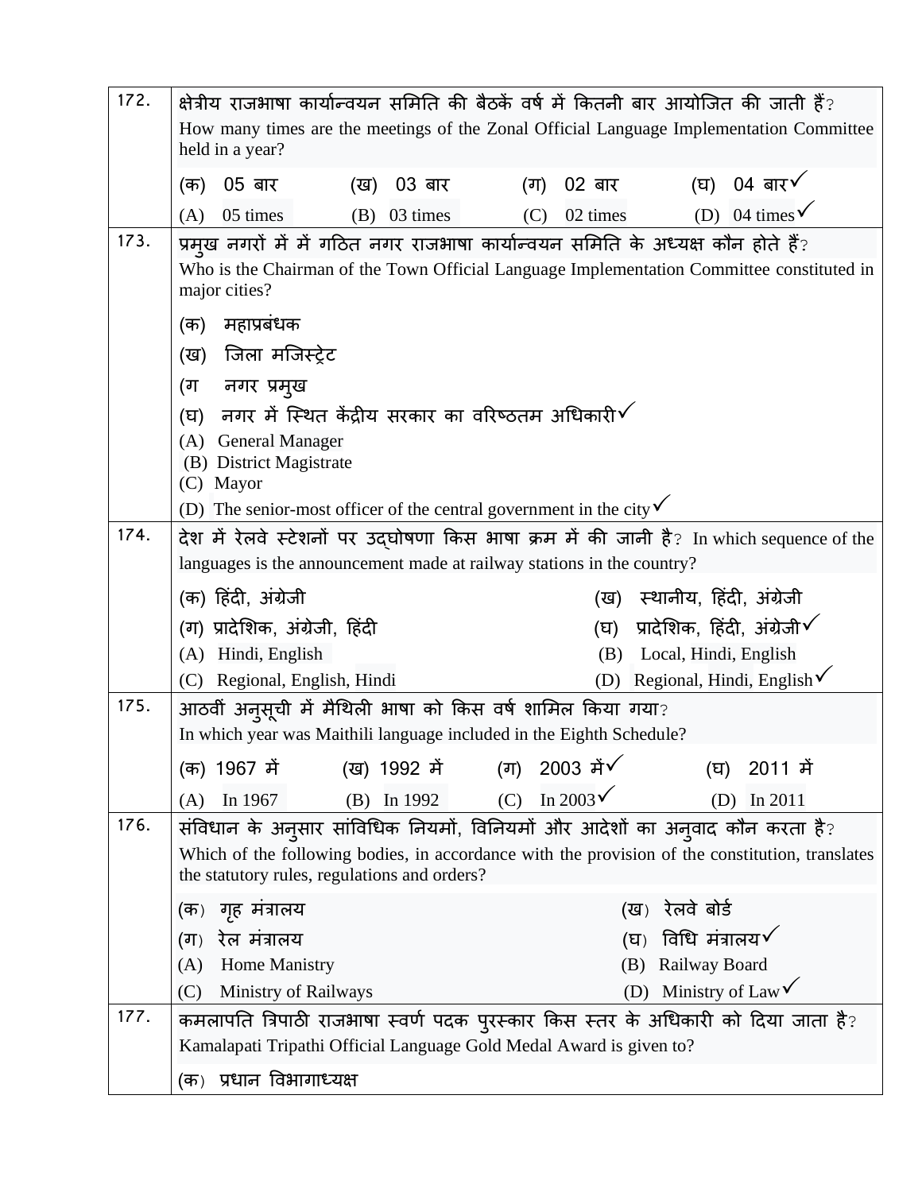| | |
|---|---|
| 172. | क्षेत्रीय राजभाषा कार्यान्वयन समिति की बैठकें वर्ष में कितनी बार आयोजित की जाती हैं? How many times are the meetings of the Zonal Official Language Implementation Committee held in a year? (क) 05 बार (ख) 03 बार (ग) 02 बार (घ) 04 बार✓ (A) 05 times (B) 03 times (C) 02 times (D) 04 times✓ |
| 173. | प्रमुख नगरों में में गठित नगर राजभाषा कार्यान्वयन समिति के अध्यक्ष कौन होते हैं? Who is the Chairman of the Town Official Language Implementation Committee constituted in major cities? (क) महाप्रबंधक (ख) जिला मजिस्ट्रेट (ग नगर प्रमुख (घ) नगर में स्थित केंद्रीय सरकार का वरिष्ठतम अधिकारी✓ (A) General Manager (B) District Magistrate (C) Mayor (D) The senior-most officer of the central government in the city✓ |
| 174. | देश में रेलवे स्टेशनों पर उद्घोषणा किस भाषा क्रम में की जानी है? In which sequence of the languages is the announcement made at railway stations in the country? (क) हिंदी, अंग्रेजी (ख) स्थानीय, हिंदी, अंग्रेजी (ग) प्रादेशिक, अंग्रेजी, हिंदी (घ) प्रादेशिक, हिंदी, अंग्रेजी✓ (A) Hindi, English (B) Local, Hindi, English (C) Regional, English, Hindi (D) Regional, Hindi, English✓ |
| 175. | आठवीं अनुसूची में मैथिली भाषा को किस वर्ष शामिल किया गया? In which year was Maithili language included in the Eighth Schedule? (क) 1967 में (ख) 1992 में (ग) 2003 में✓ (घ) 2011 में (A) In 1967 (B) In 1992 (C) In 2003✓ (D) In 2011 |
| 176. | संविधान के अनुसार सांविधिक नियमों, विनियमों और आदेशों का अनुवाद कौन करता है? Which of the following bodies, in accordance with the provision of the constitution, translates the statutory rules, regulations and orders? (क) गृह मंत्रालय (ख) रेलवे बोर्ड (ग) रेल मंत्रालय (घ) विधि मंत्रालय✓ (A) Home Manistry (B) Railway Board (C) Ministry of Railways (D) Ministry of Law✓ |
| 177. | कमलापति त्रिपाठी राजभाषा स्वर्ण पदक पुरस्कार किस स्तर के अधिकारी को दिया जाता है? Kamalapati Tripathi Official Language Gold Medal Award is given to? (क) प्रधान विभागाध्यक्ष |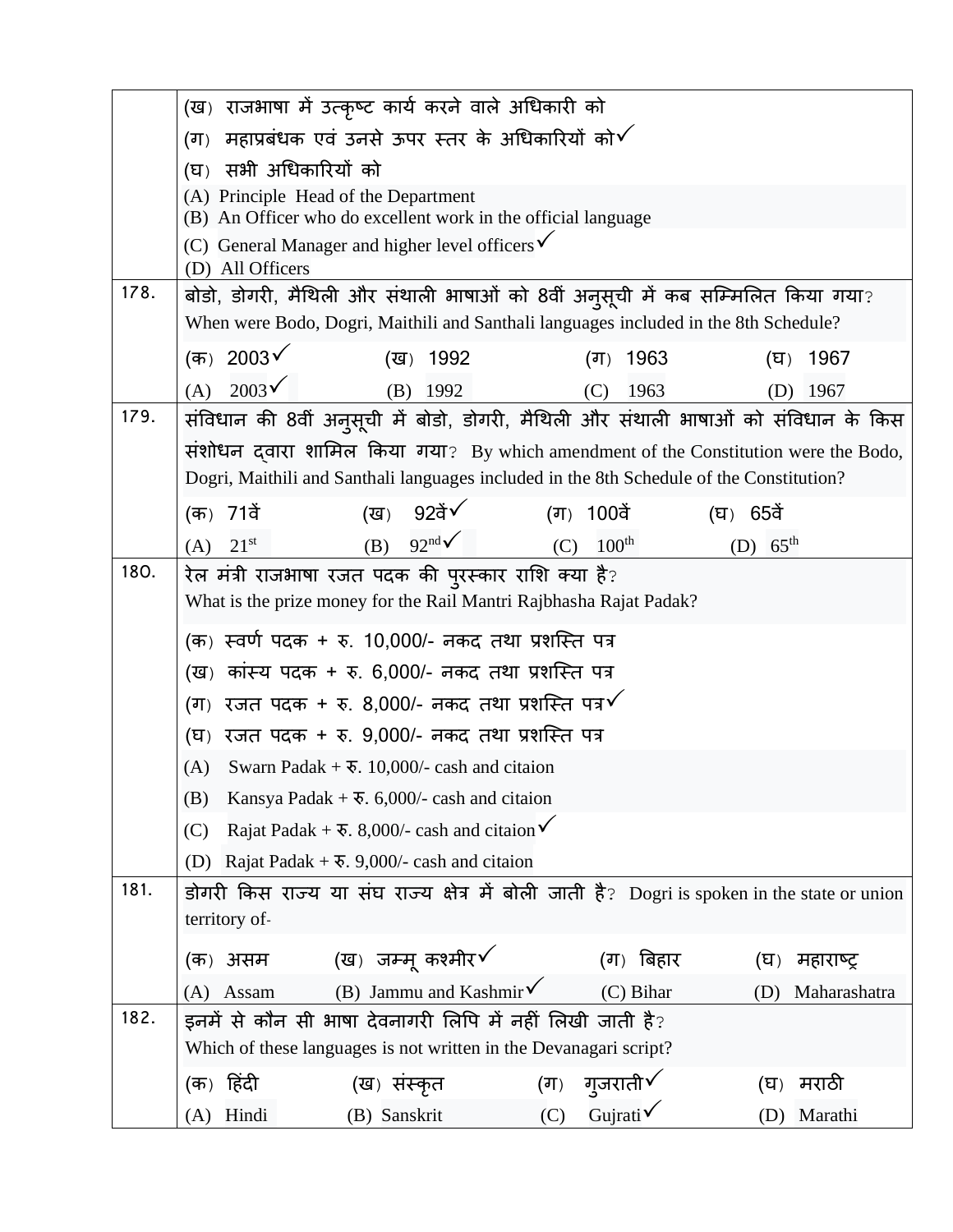| | |
|---|---|
| | (ख) राजभाषा में उत्कृष्ट कार्य करने वाले अधिकारी को<br>(ग) महाप्रबंधक एवं उनसे ऊपर स्तर के अधिकारियों को✓<br>(घ) सभी अधिकारियों को<br>(A) Principle Head of the Department<br>(B) An Officer who do excellent work in the official language<br>(C) General Manager and higher level officers✓<br>(D) All Officers |
| 178. | बोडो, डोगरी, मैथिली और संथाली भाषाओं को 8वीं अनुसूची में कब सम्मिलित किया गया?<br>When were Bodo, Dogri, Maithili and Santhali languages included in the 8th Schedule?<br>(क) 2003✓ (ख) 1992 (ग) 1963 (घ) 1967<br>(A) 2003✓ (B) 1992 (C) 1963 (D) 1967 |
| 179. | संविधान की 8वीं अनुसूची में बोडो, डोगरी, मैथिली और संथाली भाषाओं को संविधान के किस संशोधन द्वारा शामिल किया गया? By which amendment of the Constitution were the Bodo, Dogri, Maithili and Santhali languages included in the 8th Schedule of the Constitution?<br>(क) 71वें (ख) 92वें✓ (ग) 100वें (घ) 65वें<br>(A) 21st (B) 92nd✓ (C) 100th (D) 65th |
| 180. | रेल मंत्री राजभाषा रजत पदक की पुरस्कार राशि क्या है?<br>What is the prize money for the Rail Mantri Rajbhasha Rajat Padak?<br>(क) स्वर्ण पदक + रु. 10,000/- नकद तथा प्रशस्ति पत्र<br>(ख) कांस्य पदक + रु. 6,000/- नकद तथा प्रशस्ति पत्र<br>(ग) रजत पदक + रु. 8,000/- नकद तथा प्रशस्ति पत्र✓<br>(घ) रजत पदक + रु. 9,000/- नकद तथा प्रशस्ति पत्र<br>(A) Swarn Padak + रु. 10,000/- cash and citaion<br>(B) Kansya Padak + रु. 6,000/- cash and citaion<br>(C) Rajat Padak + रु. 8,000/- cash and citaion✓<br>(D) Rajat Padak + रु. 9,000/- cash and citaion |
| 181. | डोगरी किस राज्य या संघ राज्य क्षेत्र में बोली जाती है? Dogri is spoken in the state or union territory of-<br>(क) असम (ख) जम्मू कश्मीर✓ (ग) बिहार (घ) महाराष्ट्र<br>(A) Assam (B) Jammu and Kashmir✓ (C) Bihar (D) Maharashatra |
| 182. | इनमें से कौन सी भाषा देवनागरी लिपि में नहीं लिखी जाती है?<br>Which of these languages is not written in the Devanagari script?<br>(क) हिंदी (ख) संस्कृत (ग) गुजराती✓ (घ) मराठी<br>(A) Hindi (B) Sanskrit (C) Gujrati✓ (D) Marathi |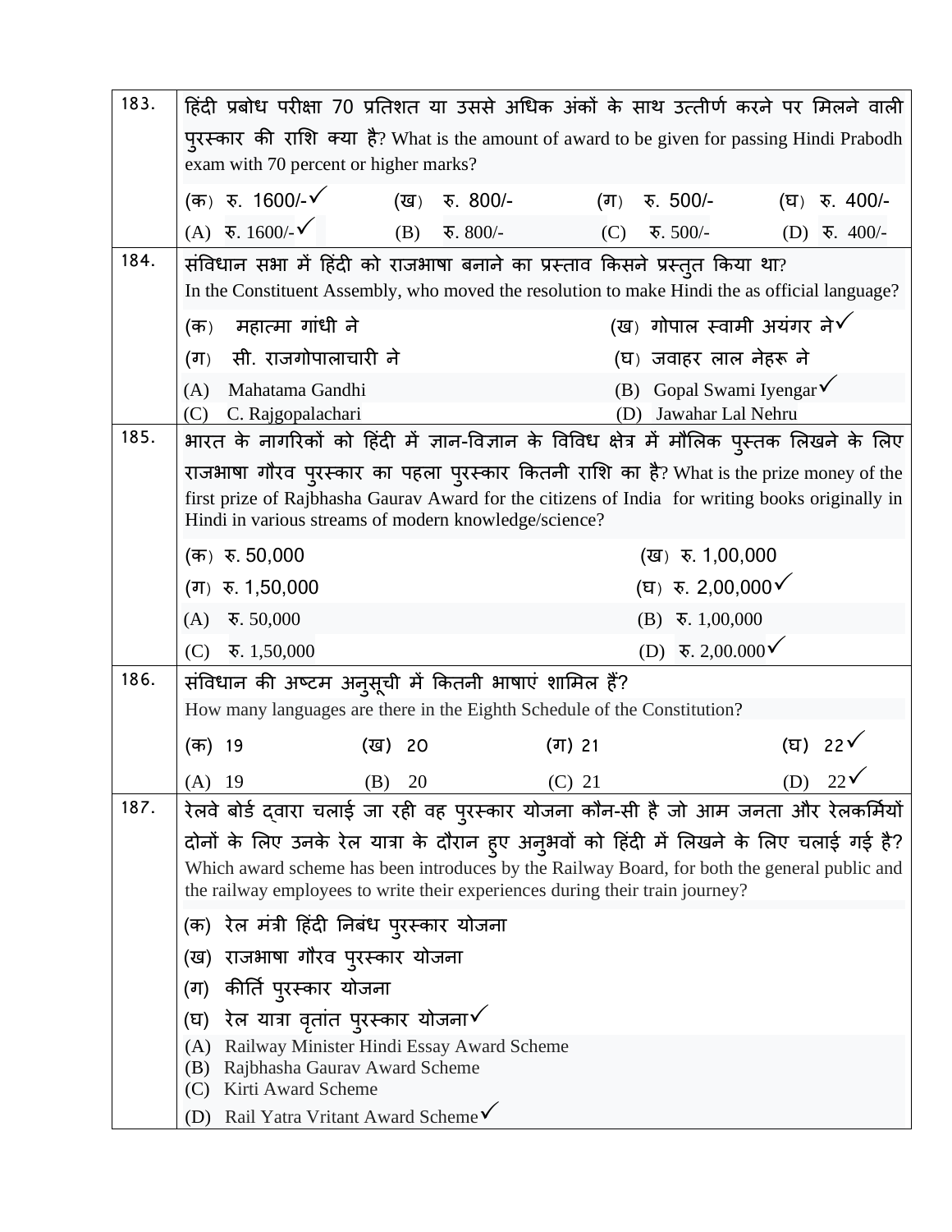| | |
|---|---|
| 183. | हिंदी प्रबोध परीक्षा 70 प्रतिशत या उससे अधिक अंकों के साथ उत्तीर्ण करने पर मिलने वाली पुरस्कार की राशि क्या है? What is the amount of award to be given for passing Hindi Prabodh exam with 70 percent or higher marks?<br>(क) रु. 1600/-✓ (ख) रु. 800/- (ग) रु. 500/- (घ) रु. 400/-<br>(A) रु. 1600/-✓ (B) रु. 800/- (C) रु. 500/- (D) रु. 400/- |
| 184. | संविधान सभा में हिंदी को राजभाषा बनाने का प्रस्ताव किसने प्रस्तुत किया था?<br>In the Constituent Assembly, who moved the resolution to make Hindi the as official language?<br>(क) महात्मा गांधी ने (ख) गोपाल स्वामी अयंगर ने✓<br>(ग) सी. राजगोपालाचारी ने (घ) जवाहर लाल नेहरू ने<br>(A) Mahatama Gandhi (B) Gopal Swami Iyengar✓<br>(C) C. Rajgopalachari (D) Jawahar Lal Nehru |
| 185. | भारत के नागरिकों को हिंदी में ज्ञान-विज्ञान के विविध क्षेत्र में मौलिक पुस्तक लिखने के लिए राजभाषा गौरव पुरस्कार का पहला पुरस्कार कितनी राशि का है? What is the prize money of the first prize of Rajbhasha Gaurav Award for the citizens of India for writing books originally in Hindi in various streams of modern knowledge/science?<br>(क) रु. 50,000 (ख) रु. 1,00,000<br>(ग) रु. 1,50,000 (घ) रु. 2,00,000✓<br>(A) रु. 50,000 (B) रु. 1,00,000<br>(C) रु. 1,50,000 (D) रु. 2,00.000✓ |
| 186. | संविधान की अष्टम अनुसूची में कितनी भाषाएं शामिल हैं?<br>How many languages are there in the Eighth Schedule of the Constitution?<br>(क) 19 (ख) 20 (ग) 21 (घ) 22✓<br>(A) 19 (B) 20 (C) 21 (D) 22✓ |
| 187. | रेलवे बोर्ड द्वारा चलाई जा रही वह पुरस्कार योजना कौन-सी है जो आम जनता और रेलकर्मियों दोनों के लिए उनके रेल यात्रा के दौरान हुए अनुभवों को हिंदी में लिखने के लिए चलाई गई है? Which award scheme has been introduces by the Railway Board, for both the general public and the railway employees to write their experiences during their train journey?<br>(क) रेल मंत्री हिंदी निबंध पुरस्कार योजना<br>(ख) राजभाषा गौरव पुरस्कार योजना<br>(ग) कीर्ति पुरस्कार योजना<br>(घ) रेल यात्रा वृतांत पुरस्कार योजना✓<br>(A) Railway Minister Hindi Essay Award Scheme<br>(B) Rajbhasha Gaurav Award Scheme<br>(C) Kirti Award Scheme<br>(D) Rail Yatra Vritant Award Scheme✓ |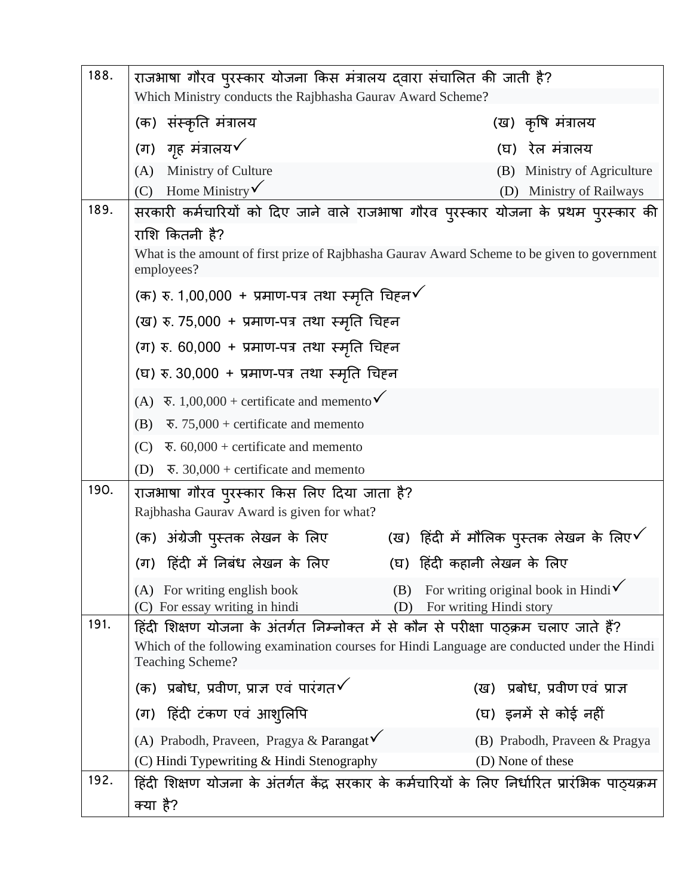| | |
|---|---|
| 188. | राजभाषा गौरव पुरस्कार योजना किस मंत्रालय द्वारा संचालित की जाती है?<br>Which Ministry conducts the Rajbhasha Gaurav Award Scheme?<br>(क) संस्कृति मंत्रालय (ख) कृषि मंत्रालय<br>(ग) गृह मंत्रालय✓ (घ) रेल मंत्रालय<br>(A) Ministry of Culture (B) Ministry of Agriculture<br>(C) Home Ministry✓ (D) Ministry of Railways |
| 189. | सरकारी कर्मचारियों को दिए जाने वाले राजभाषा गौरव पुरस्कार योजना के प्रथम पुरस्कार की राशि कितनी है?<br>What is the amount of first prize of Rajbhasha Gaurav Award Scheme to be given to government employees?<br>(क) रु. 1,00,000 + प्रमाण-पत्र तथा स्मृति चिह्न✓<br>(ख) रु. 75,000 + प्रमाण-पत्र तथा स्मृति चिह्न<br>(ग) रु. 60,000 + प्रमाण-पत्र तथा स्मृति चिह्न<br>(घ) रु. 30,000 + प्रमाण-पत्र तथा स्मृति चिह्न<br>(A) रु. 1,00,000 + certificate and memento✓<br>(B) रु. 75,000 + certificate and memento<br>(C) रु. 60,000 + certificate and memento<br>(D) रु. 30,000 + certificate and memento |
| 190. | राजभाषा गौरव पुरस्कार किस लिए दिया जाता है?<br>Rajbhasha Gaurav Award is given for what?<br>(क) अंग्रेजी पुस्तक लेखन के लिए (ख) हिंदी में मौलिक पुस्तक लेखन के लिए✓<br>(ग) हिंदी में निबंध लेखन के लिए (घ) हिंदी कहानी लेखन के लिए<br>(A) For writing english book (B) For writing original book in Hindi✓<br>(C) For essay writing in hindi (D) For writing Hindi story |
| 191. | हिंदी शिक्षण योजना के अंतर्गत निम्नोक्त में से कौन से परीक्षा पाठ्क्रम चलाए जाते हैं?<br>Which of the following examination courses for Hindi Language are conducted under the Hindi Teaching Scheme?<br>(क) प्रबोध, प्रवीण, प्राज्ञ एवं पारंगत✓ (ख) प्रबोध, प्रवीण एवं प्राज्ञ<br>(ग) हिंदी टंकण एवं आशुलिपि (घ) इनमें से कोई नहीं<br>(A) Prabodh, Praveen, Pragya & Parangat✓ (B) Prabodh, Praveen & Pragya<br>(C) Hindi Typewriting & Hindi Stenography (D) None of these |
| 192. | हिंदी शिक्षण योजना के अंतर्गत केंद्र सरकार के कर्मचारियों के लिए निर्धारित प्रारंभिक पाठ्यक्रम क्या है? |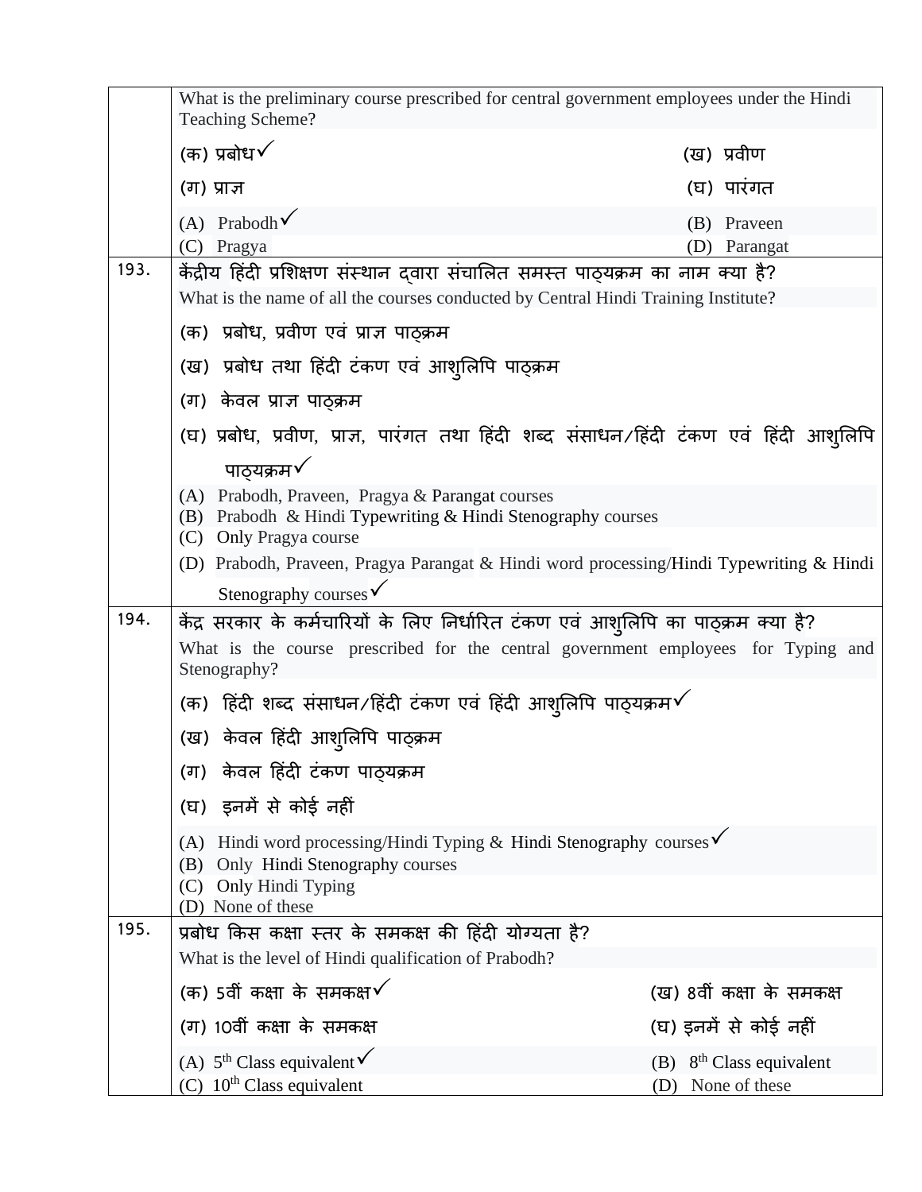| | |
|---|---|
| | What is the preliminary course prescribed for central government employees under the Hindi Teaching Scheme?<br>(क) प्रबोध✓ (ख) प्रवीण<br>(ग) प्राज्ञ (घ) पारंगत<br>(A) Prabodh✓ (B) Praveen<br>(C) Pragya (D) Parangat |
| 193. | केंद्रीय हिंदी प्रशिक्षण संस्थान द्वारा संचालित समस्त पाठ्यक्रम का नाम क्या है?<br>What is the name of all the courses conducted by Central Hindi Training Institute?<br>(क) प्रबोध, प्रवीण एवं प्राज्ञ पाठ्क्रम<br>(ख) प्रबोध तथा हिंदी टंकण एवं आशुलिपि पाठ्क्रम<br>(ग) केवल प्राज्ञ पाठ्क्रम<br>(घ) प्रबोध, प्रवीण, प्राज्ञ, पारंगत तथा हिंदी शब्द संसाधन/हिंदी टंकण एवं हिंदी आशुलिपि पाठ्यक्रम✓<br>(A) Prabodh, Praveen, Pragya & Parangat courses<br>(B) Prabodh & Hindi Typewriting & Hindi Stenography courses<br>(C) Only Pragya course<br>(D) Prabodh, Praveen, Pragya Parangat & Hindi word processing/Hindi Typewriting & Hindi Stenography courses✓ |
| 194. | केंद्र सरकार के कर्मचारियों के लिए निर्धारित टंकण एवं आशुलिपि का पाठ्क्रम क्या है?<br>What is the course prescribed for the central government employees for Typing and Stenography?<br>(क) हिंदी शब्द संसाधन/हिंदी टंकण एवं हिंदी आशुलिपि पाठ्यक्रम✓<br>(ख) केवल हिंदी आशुलिपि पाठ्क्रम<br>(ग) केवल हिंदी टंकण पाठ्यक्रम<br>(घ) इनमें से कोई नहीं<br>(A) Hindi word processing/Hindi Typing & Hindi Stenography courses✓<br>(B) Only Hindi Stenography courses<br>(C) Only Hindi Typing<br>(D) None of these |
| 195. | प्रबोध किस कक्षा स्तर के समकक्ष की हिंदी योग्यता है?<br>What is the level of Hindi qualification of Prabodh?<br>(क) 5वीं कक्षा के समकक्ष✓ (ख) 8वीं कक्षा के समकक्ष<br>(ग) 10वीं कक्षा के समकक्ष (घ) इनमें से कोई नहीं<br>(A) 5th Class equivalent✓ (B) 8th Class equivalent<br>(C) 10th Class equivalent (D) None of these |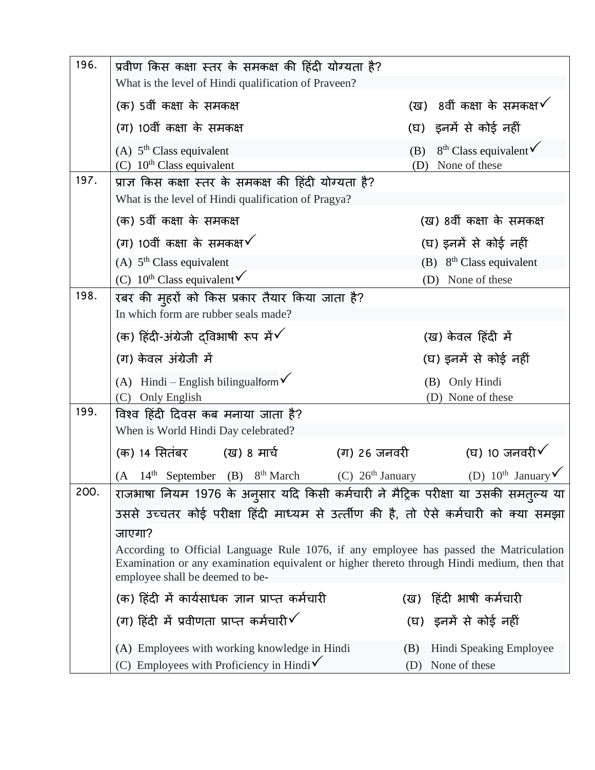| | |
|---|---|
| 196. | प्रवीण किस कक्षा स्तर के समकक्ष की हिंदी योग्यता है?<br>What is the level of Hindi qualification of Praveen?<br>(क) 5वीं कक्षा के समकक्ष (ख) 8वीं कक्षा के समकक्ष✓<br>(ग) 10वीं कक्षा के समकक्ष (घ) इनमें से कोई नहीं<br>(A) 5th Class equivalent (B) 8th Class equivalent✓<br>(C) 10th Class equivalent (D) None of these |
| 197. | प्राज्ञ किस कक्षा स्तर के समकक्ष की हिंदी योग्यता है?<br>What is the level of Hindi qualification of Pragya?<br>(क) 5वीं कक्षा के समकक्ष (ख) 8वीं कक्षा के समकक्ष<br>(ग) 10वीं कक्षा के समकक्ष✓ (घ) इनमें से कोई नहीं<br>(A) 5th Class equivalent (B) 8th Class equivalent<br>(C) 10th Class equivalent✓ (D) None of these |
| 198. | रबर की मुहरों को किस प्रकार तैयार किया जाता है?<br>In which form are rubber seals made?<br>(क) हिंदी-अंग्रेजी द्विभाषी रूप में✓ (ख) केवल हिंदी में<br>(ग) केवल अंग्रेजी में (घ) इनमें से कोई नहीं<br>(A) Hindi – English bilingualform✓ (B) Only Hindi<br>(C) Only English (D) None of these |
| 199. | विश्व हिंदी दिवस कब मनाया जाता है?<br>When is World Hindi Day celebrated?<br>(क) 14 सितंबर (ख) 8 मार्च (ग) 26 जनवरी (घ) 10 जनवरी✓<br>(A 14th September (B) 8th March (C) 26th January (D) 10th January✓ |
| 200. | राजभाषा नियम 1976 के अनुसार यदि किसी कर्मचारी ने मैट्रिक परीक्षा या उसकी समतुल्य या उससे उच्चतर कोई परीक्षा हिंदी माध्यम से उत्तीर्ण की है, तो ऐसे कर्मचारी को क्या समझा जाएगा?<br>According to Official Language Rule 1076, if any employee has passed the Matriculation Examination or any examination equivalent or higher thereto through Hindi medium, then that employee shall be deemed to be-<br>(क) हिंदी में कार्यसाधक ज्ञान प्राप्त कर्मचारी (ख) हिंदी भाषी कर्मचारी<br>(ग) हिंदी में प्रवीणता प्राप्त कर्मचारी✓ (घ) इनमें से कोई नहीं<br>(A) Employees with working knowledge in Hindi (B) Hindi Speaking Employee<br>(C) Employees with Proficiency in Hindi✓ (D) None of these |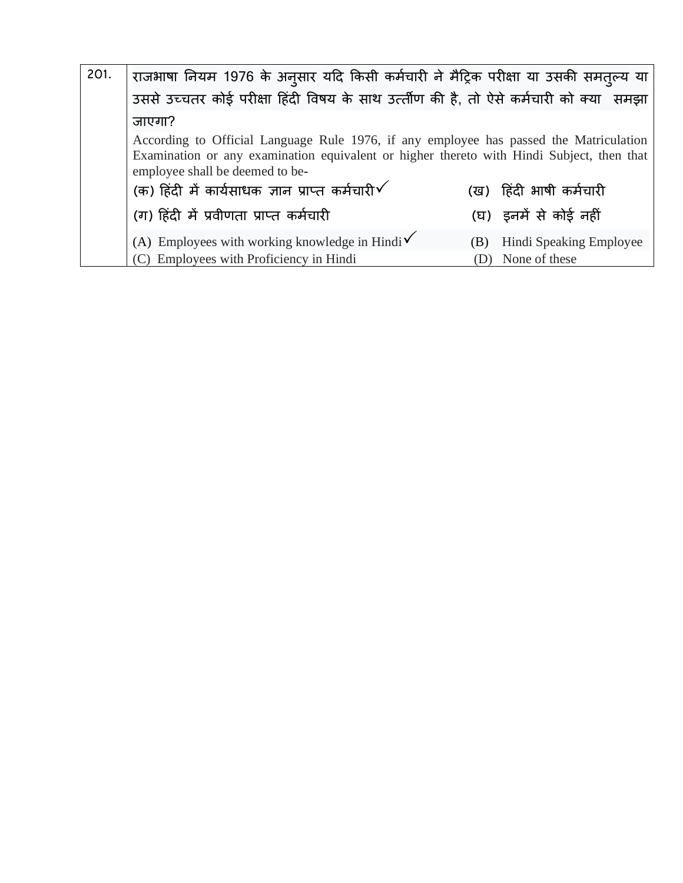| | |
|---|---|
| 201. | राजभाषा नियम 1976 के अनुसार यदि किसी कर्मचारी ने मैट्रिक परीक्षा या उसकी समतुल्य या उससे उच्चतर कोई परीक्षा हिंदी विषय के साथ उत्तीर्ण की है, तो ऐसे कर्मचारी को क्या समझा जाएगा? |
| | According to Official Language Rule 1976, if any employee has passed the Matriculation Examination or any examination equivalent or higher thereto with Hindi Subject, then that employee shall be deemed to be- |
| | (क) हिंदी में कार्यसाधक ज्ञान प्राप्त कर्मचारी✓ (ख) हिंदी भाषी कर्मचारी |
| | (ग) हिंदी में प्रवीणता प्राप्त कर्मचारी (घ) इनमें से कोई नहीं |
| | (A) Employees with working knowledge in Hindi✓ (B) Hindi Speaking Employee |
| | (C) Employees with Proficiency in Hindi (D) None of these |